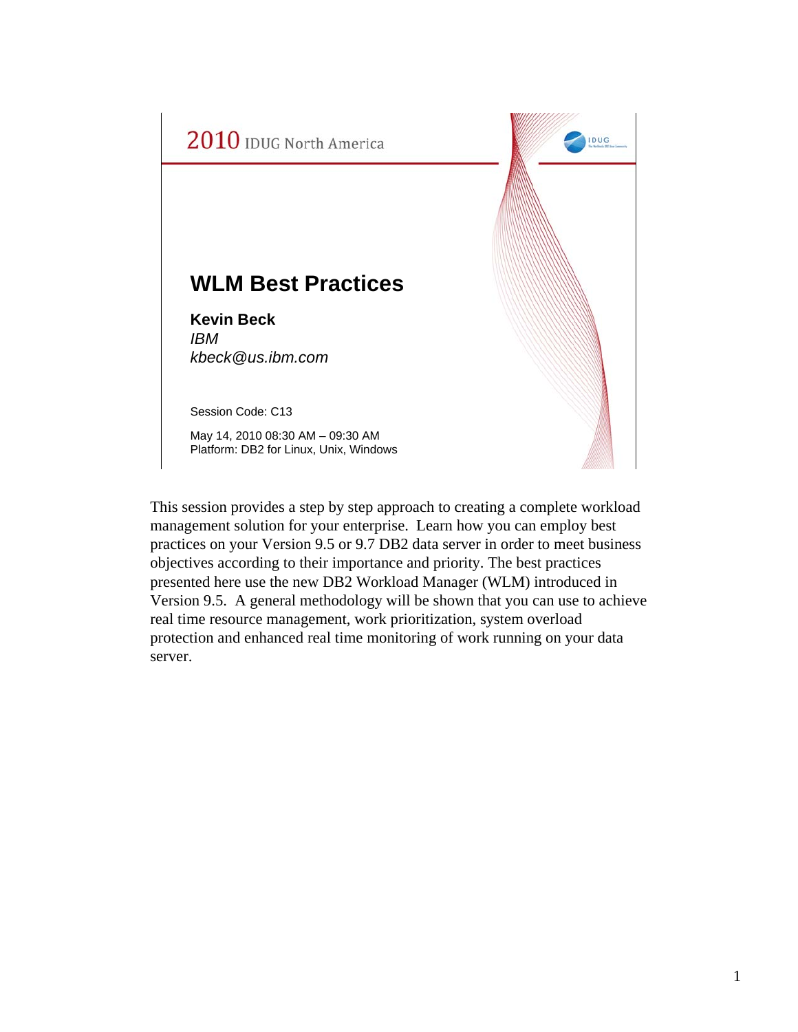2010 IDUG North America

# WLM Best Practices

**Kevin Beck**
*IBM*
*kbeck@us.ibm.com*

Session Code: C13

May 14, 2010 08:30 AM – 09:30 AM
Platform: DB2 for Linux, Unix, Windows

This session provides a step by step approach to creating a complete workload management solution for your enterprise. Learn how you can employ best practices on your Version 9.5 or 9.7 DB2 data server in order to meet business objectives according to their importance and priority. The best practices presented here use the new DB2 Workload Manager (WLM) introduced in Version 9.5. A general methodology will be shown that you can use to achieve real time resource management, work prioritization, system overload protection and enhanced real time monitoring of work running on your data server.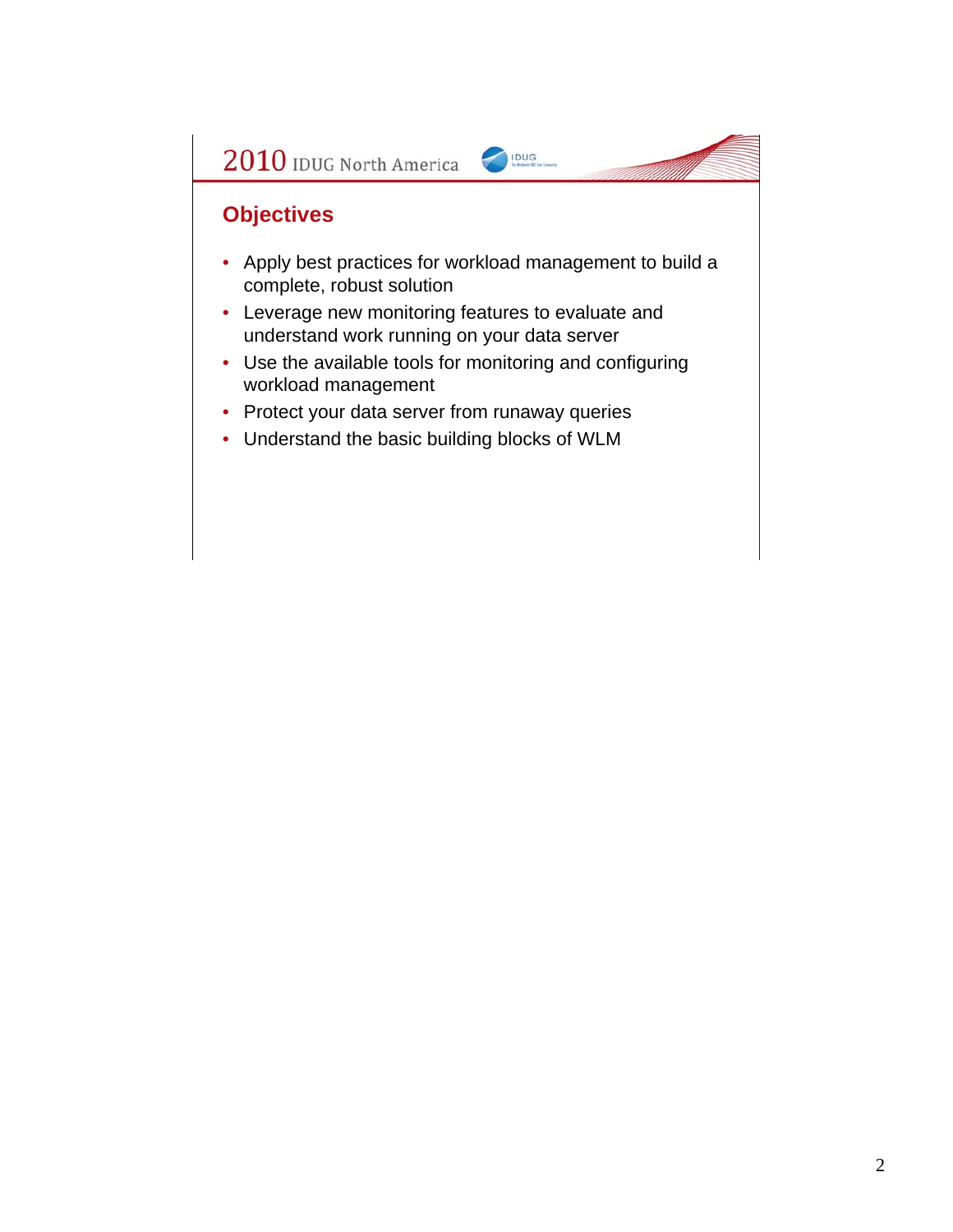## Objectives

- Apply best practices for workload management to build a complete, robust solution
- Leverage new monitoring features to evaluate and understand work running on your data server
- Use the available tools for monitoring and configuring workload management
- Protect your data server from runaway queries
- Understand the basic building blocks of WLM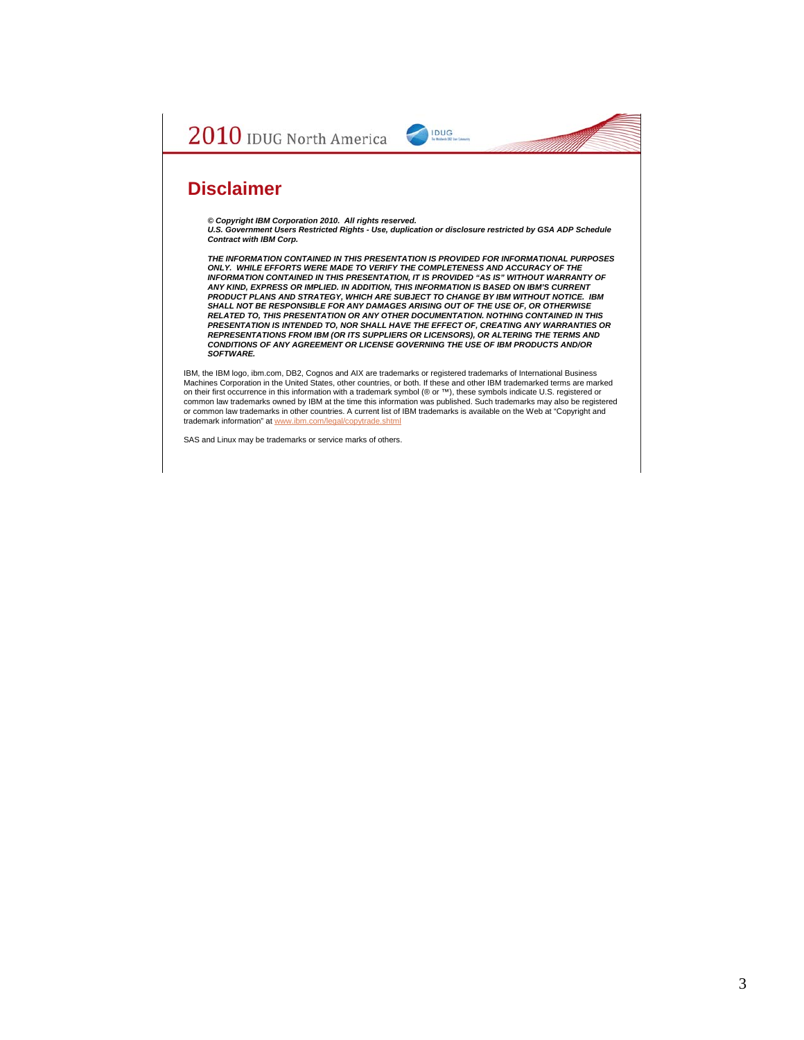## Disclaimer

***© Copyright IBM Corporation 2010. All rights reserved.***
***U.S. Government Users Restricted Rights - Use, duplication or disclosure restricted by GSA ADP Schedule Contract with IBM Corp.***

***THE INFORMATION CONTAINED IN THIS PRESENTATION IS PROVIDED FOR INFORMATIONAL PURPOSES ONLY. WHILE EFFORTS WERE MADE TO VERIFY THE COMPLETENESS AND ACCURACY OF THE INFORMATION CONTAINED IN THIS PRESENTATION, IT IS PROVIDED "AS IS" WITHOUT WARRANTY OF ANY KIND, EXPRESS OR IMPLIED. IN ADDITION, THIS INFORMATION IS BASED ON IBM'S CURRENT PRODUCT PLANS AND STRATEGY, WHICH ARE SUBJECT TO CHANGE BY IBM WITHOUT NOTICE. IBM SHALL NOT BE RESPONSIBLE FOR ANY DAMAGES ARISING OUT OF THE USE OF, OR OTHERWISE RELATED TO, THIS PRESENTATION OR ANY OTHER DOCUMENTATION. NOTHING CONTAINED IN THIS PRESENTATION IS INTENDED TO, NOR SHALL HAVE THE EFFECT OF, CREATING ANY WARRANTIES OR REPRESENTATIONS FROM IBM (OR ITS SUPPLIERS OR LICENSORS), OR ALTERING THE TERMS AND CONDITIONS OF ANY AGREEMENT OR LICENSE GOVERNING THE USE OF IBM PRODUCTS AND/OR SOFTWARE.***

IBM, the IBM logo, ibm.com, DB2, Cognos and AIX are trademarks or registered trademarks of International Business Machines Corporation in the United States, other countries, or both. If these and other IBM trademarked terms are marked on their first occurrence in this information with a trademark symbol (® or ™), these symbols indicate U.S. registered or common law trademarks owned by IBM at the time this information was published. Such trademarks may also be registered or common law trademarks in other countries. A current list of IBM trademarks is available on the Web at "Copyright and trademark information" at www.ibm.com/legal/copytrade.shtml

SAS and Linux may be trademarks or service marks of others.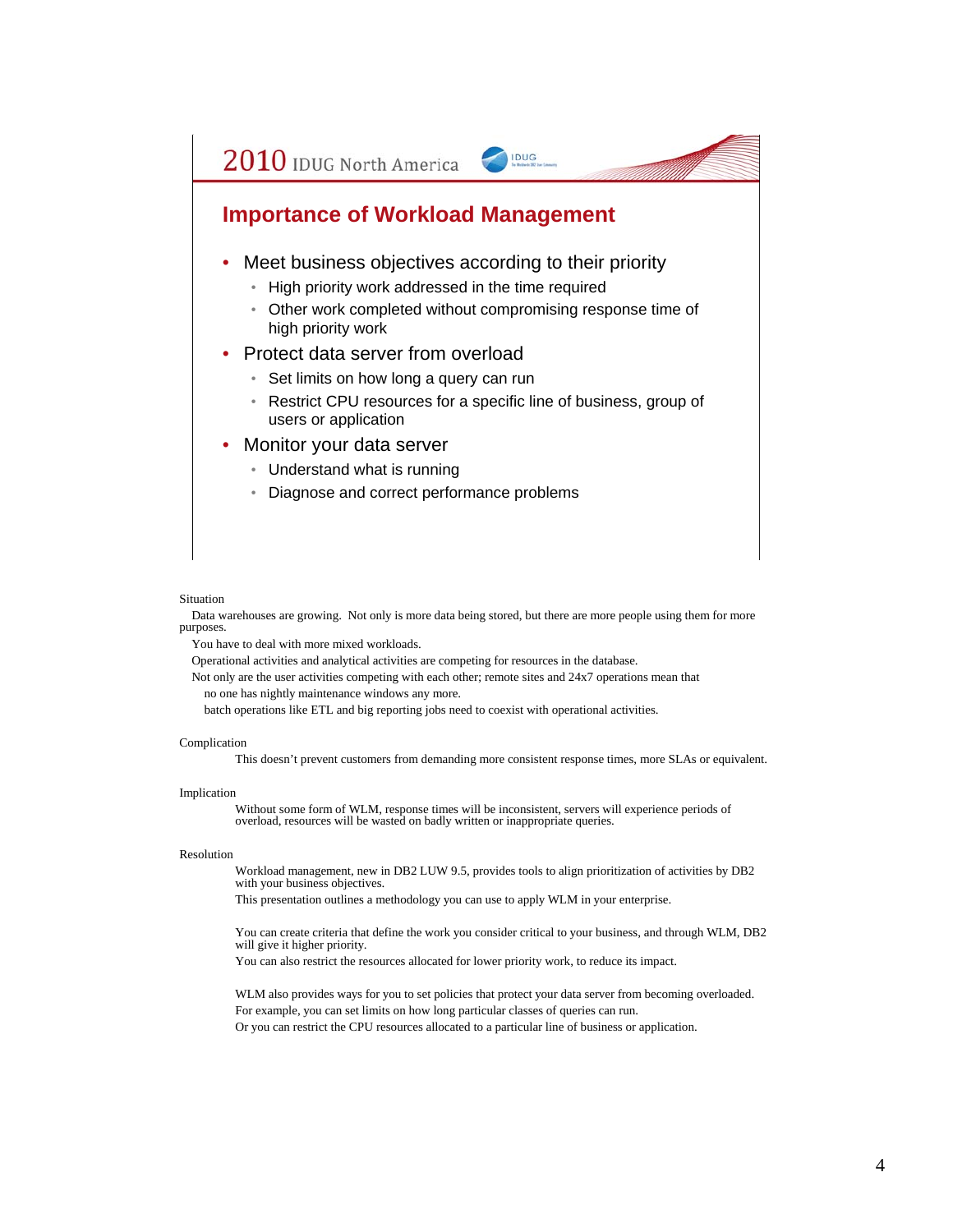## Importance of Workload Management

- Meet business objectives according to their priority
  - High priority work addressed in the time required
  - Other work completed without compromising response time of high priority work
- Protect data server from overload
  - Set limits on how long a query can run
  - Restrict CPU resources for a specific line of business, group of users or application
- Monitor your data server
  - Understand what is running
  - Diagnose and correct performance problems

Situation

Data warehouses are growing. Not only is more data being stored, but there are more people using them for more purposes.

You have to deal with more mixed workloads.

Operational activities and analytical activities are competing for resources in the database.

Not only are the user activities competing with each other; remote sites and 24x7 operations mean that

no one has nightly maintenance windows any more.

batch operations like ETL and big reporting jobs need to coexist with operational activities.

Complication

This doesn't prevent customers from demanding more consistent response times, more SLAs or equivalent.

Implication

Without some form of WLM, response times will be inconsistent, servers will experience periods of overload, resources will be wasted on badly written or inappropriate queries.

Resolution

Workload management, new in DB2 LUW 9.5, provides tools to align prioritization of activities by DB2 with your business objectives.

This presentation outlines a methodology you can use to apply WLM in your enterprise.

You can create criteria that define the work you consider critical to your business, and through WLM, DB2 will give it higher priority.

You can also restrict the resources allocated for lower priority work, to reduce its impact.

WLM also provides ways for you to set policies that protect your data server from becoming overloaded.

For example, you can set limits on how long particular classes of queries can run.

Or you can restrict the CPU resources allocated to a particular line of business or application.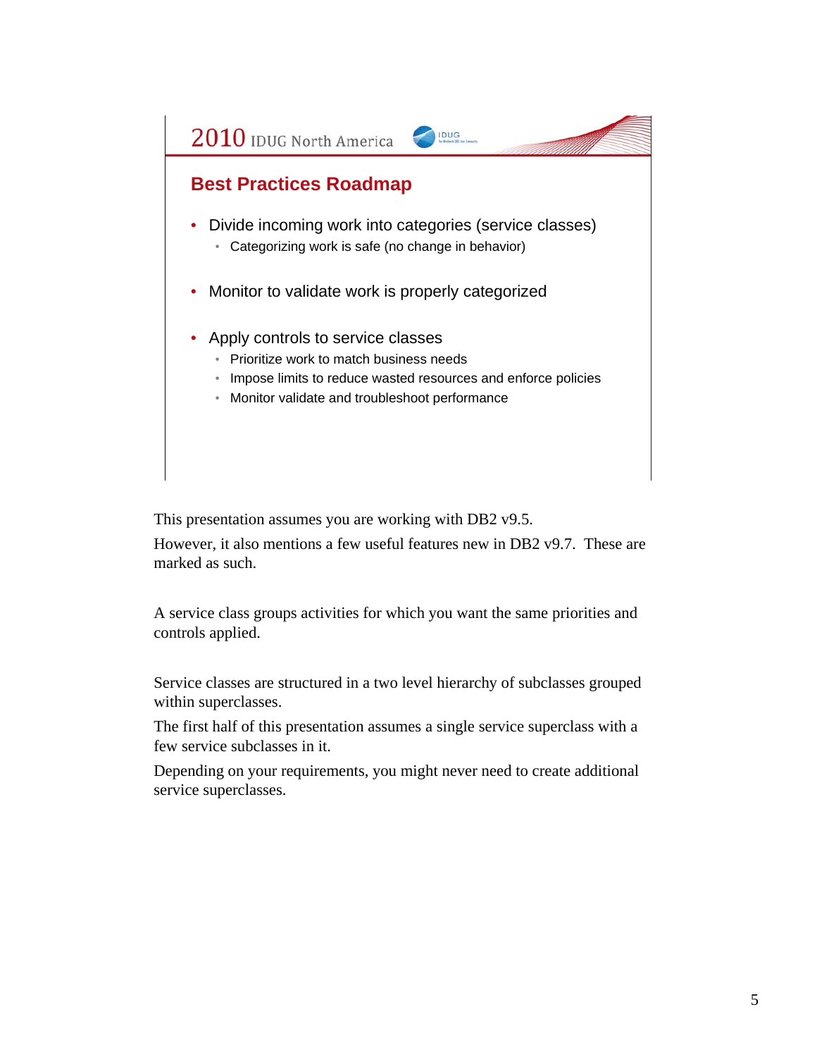## Best Practices Roadmap

- Divide incoming work into categories (service classes)
  - Categorizing work is safe (no change in behavior)
- Monitor to validate work is properly categorized
- Apply controls to service classes
  - Prioritize work to match business needs
  - Impose limits to reduce wasted resources and enforce policies
  - Monitor validate and troubleshoot performance

This presentation assumes you are working with DB2 v9.5.

However, it also mentions a few useful features new in DB2 v9.7. These are marked as such.

A service class groups activities for which you want the same priorities and controls applied.

Service classes are structured in a two level hierarchy of subclasses grouped within superclasses.

The first half of this presentation assumes a single service superclass with a few service subclasses in it.

Depending on your requirements, you might never need to create additional service superclasses.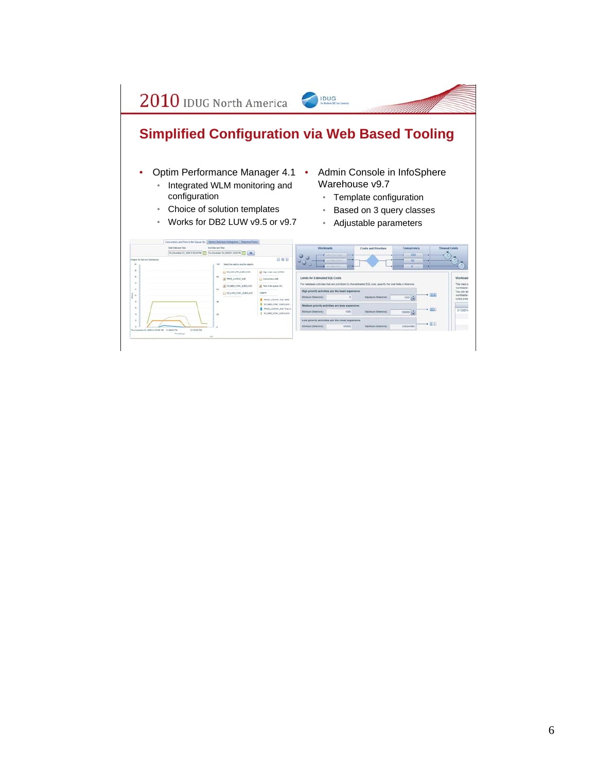## Simplified Configuration via Web Based Tooling

- Optim Performance Manager 4.1
  - Integrated WLM monitoring and configuration
  - Choice of solution templates
  - Works for DB2 LUW v9.5 or v9.7
- Admin Console in InfoSphere Warehouse v9.7
  - Template configuration
  - Based on 3 query classes
  - Adjustable parameters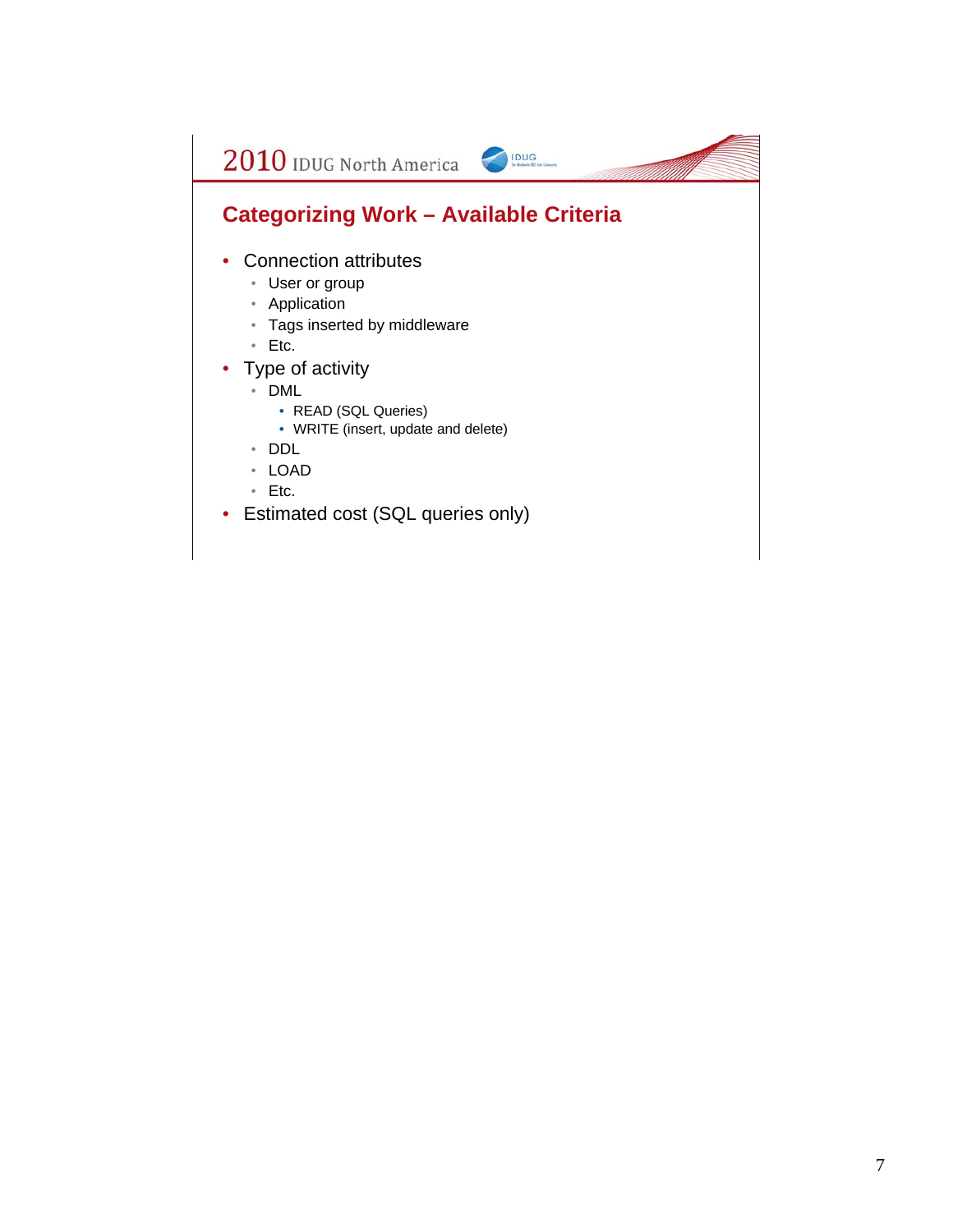## Categorizing Work – Available Criteria

- Connection attributes
  - User or group
  - Application
  - Tags inserted by middleware
  - Etc.
- Type of activity
  - DML
    - READ (SQL Queries)
    - WRITE (insert, update and delete)
  - DDL
  - LOAD
  - Etc.
- Estimated cost (SQL queries only)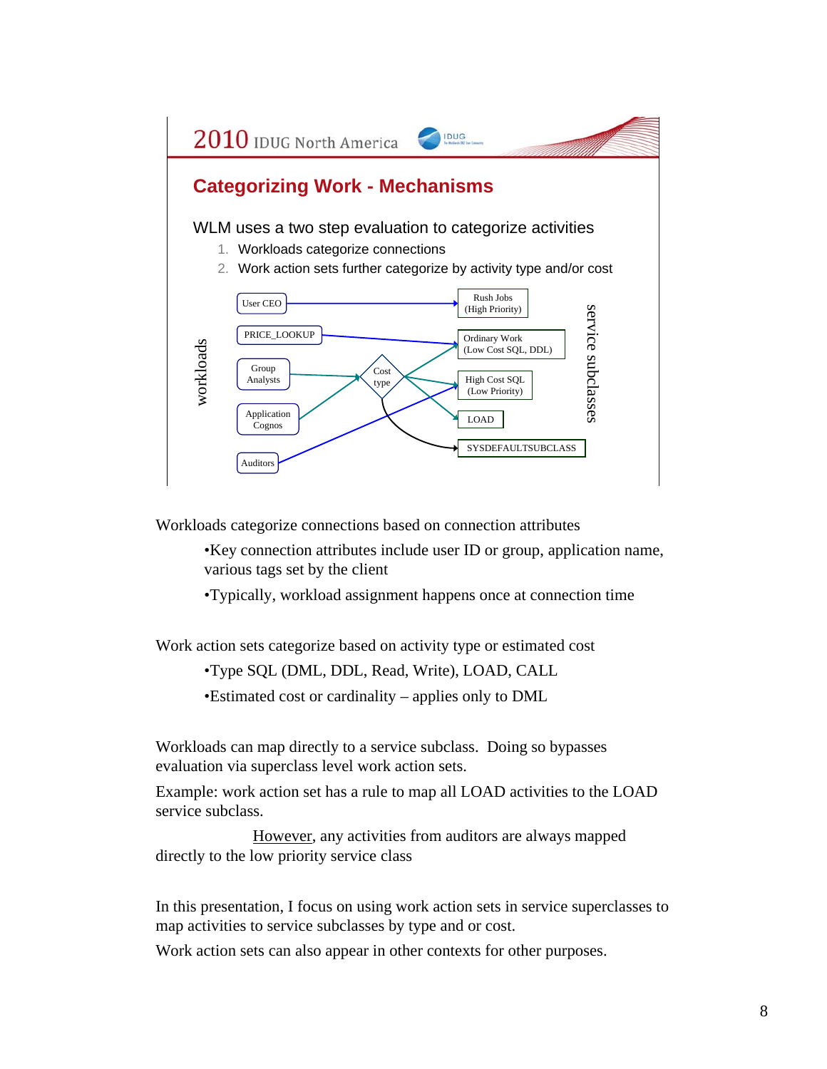## Categorizing Work - Mechanisms

WLM uses a two step evaluation to categorize activities

1. Workloads categorize connections
2. Work action sets further categorize by activity type and/or cost

workloads: User CEO, PRICE_LOOKUP, Group Analysts, Application Cognos, Auditors

Cost type

service subclasses: Rush Jobs (High Priority), Ordinary Work (Low Cost SQL, DDL), High Cost SQL (Low Priority), LOAD, SYSDEFAULTSUBCLASS

Workloads categorize connections based on connection attributes

- Key connection attributes include user ID or group, application name, various tags set by the client
- Typically, workload assignment happens once at connection time

Work action sets categorize based on activity type or estimated cost

- Type SQL (DML, DDL, Read, Write), LOAD, CALL
- Estimated cost or cardinality – applies only to DML

Workloads can map directly to a service subclass. Doing so bypasses evaluation via superclass level work action sets.

Example: work action set has a rule to map all LOAD activities to the LOAD service subclass.

However, any activities from auditors are always mapped directly to the low priority service class

In this presentation, I focus on using work action sets in service superclasses to map activities to service subclasses by type and or cost.

Work action sets can also appear in other contexts for other purposes.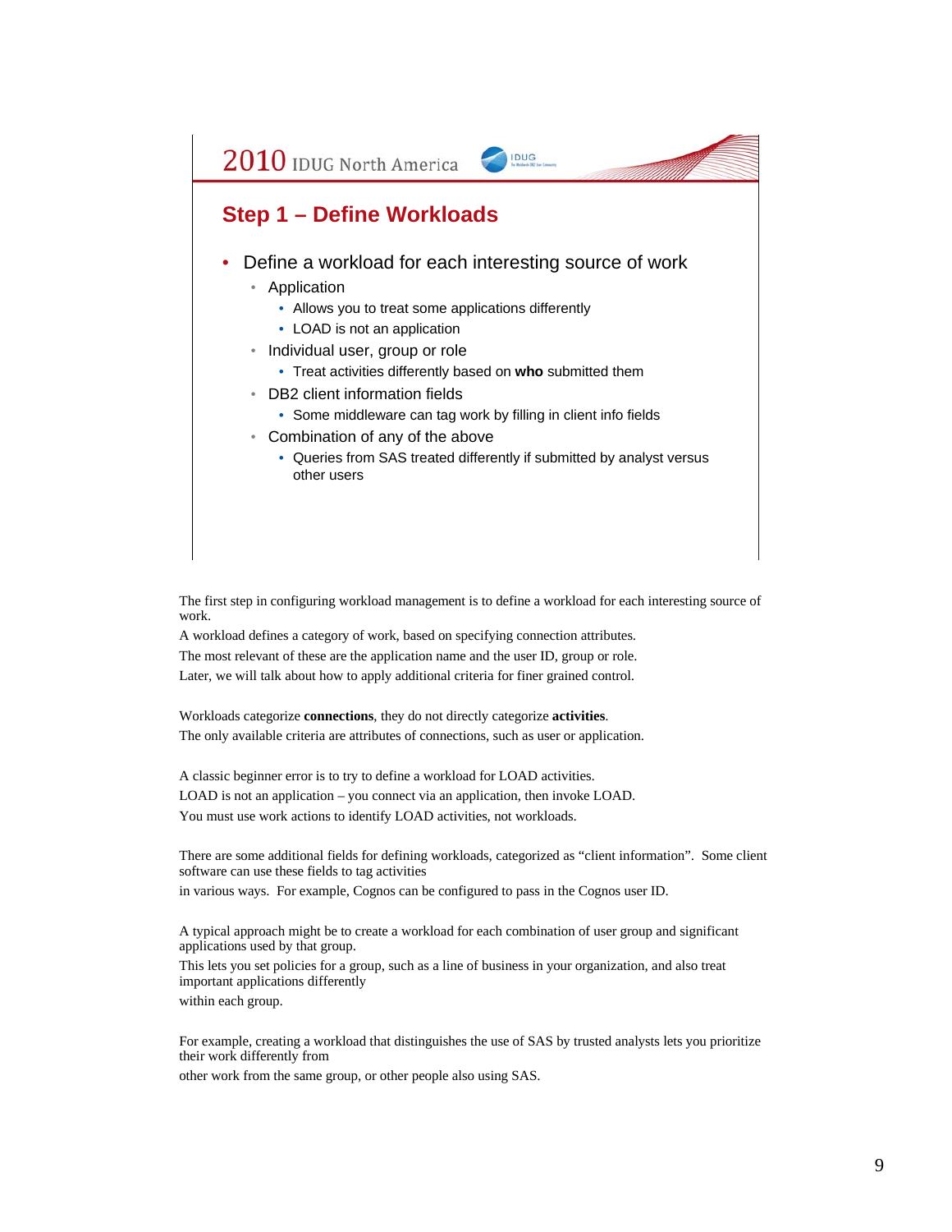## Step 1 – Define Workloads

- Define a workload for each interesting source of work
  - Application
    - Allows you to treat some applications differently
    - LOAD is not an application
  - Individual user, group or role
    - Treat activities differently based on **who** submitted them
  - DB2 client information fields
    - Some middleware can tag work by filling in client info fields
  - Combination of any of the above
    - Queries from SAS treated differently if submitted by analyst versus other users

The first step in configuring workload management is to define a workload for each interesting source of work.

A workload defines a category of work, based on specifying connection attributes.

The most relevant of these are the application name and the user ID, group or role.

Later, we will talk about how to apply additional criteria for finer grained control.

Workloads categorize **connections**, they do not directly categorize **activities**.

The only available criteria are attributes of connections, such as user or application.

A classic beginner error is to try to define a workload for LOAD activities.

LOAD is not an application – you connect via an application, then invoke LOAD.

You must use work actions to identify LOAD activities, not workloads.

There are some additional fields for defining workloads, categorized as "client information". Some client software can use these fields to tag activities

in various ways. For example, Cognos can be configured to pass in the Cognos user ID.

A typical approach might be to create a workload for each combination of user group and significant applications used by that group.

This lets you set policies for a group, such as a line of business in your organization, and also treat important applications differently

within each group.

For example, creating a workload that distinguishes the use of SAS by trusted analysts lets you prioritize their work differently from

other work from the same group, or other people also using SAS.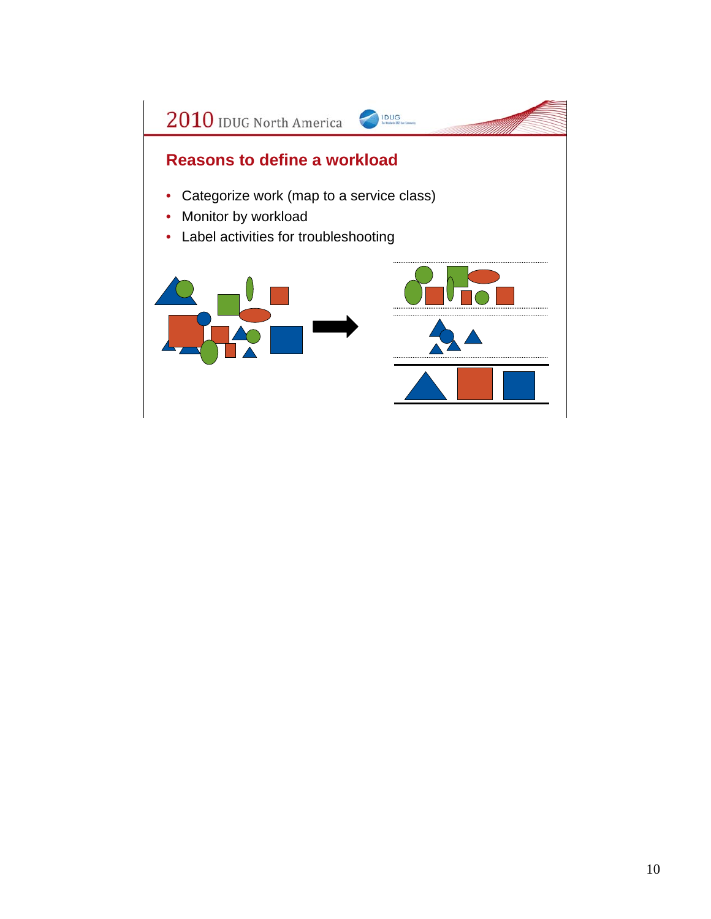## Reasons to define a workload

- Categorize work (map to a service class)
- Monitor by workload
- Label activities for troubleshooting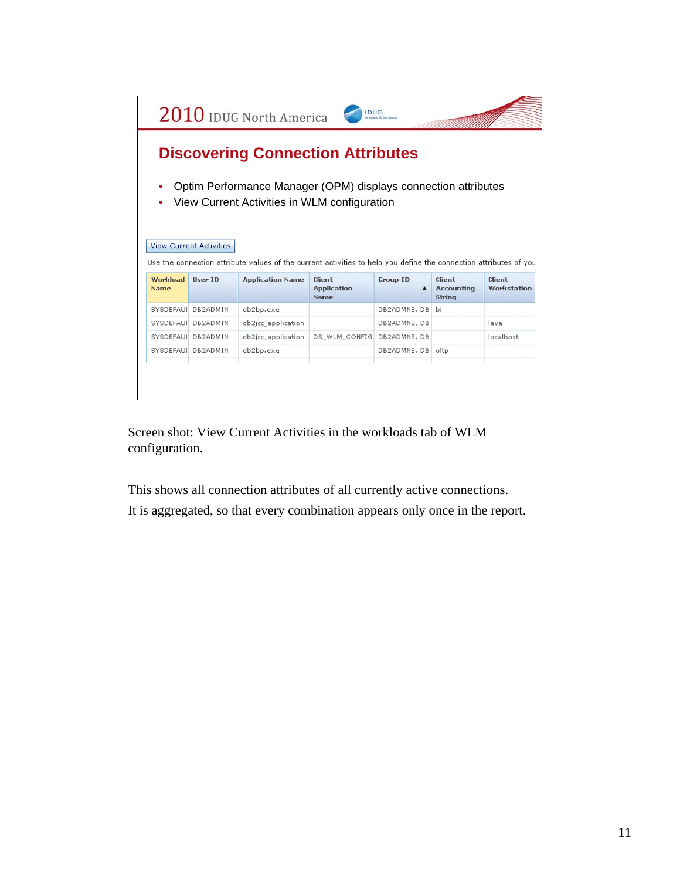## Discovering Connection Attributes

- Optim Performance Manager (OPM) displays connection attributes
- View Current Activities in WLM configuration

View Current Activities

Use the connection attribute values of the current activities to help you define the connection attributes of you

| Workload Name | User ID | Application Name | Client Application Name | Group ID ▲ | Client Accounting String | Client Workstation |
|---|---|---|---|---|---|---|
| SYSDEFAUI | DB2ADMIN | db2bp.exe | | DB2ADMNS, DB | bi | |
| SYSDEFAUI | DB2ADMIN | db2jcc_application | | DB2ADMNS, DB | | lava |
| SYSDEFAUI | DB2ADMIN | db2jcc_application | DS_WLM_CONFIG | DB2ADMNS, DB | | localhost |
| SYSDEFAUI | DB2ADMIN | db2bp.exe | | DB2ADMNS, DB | oltp | |

Screen shot: View Current Activities in the workloads tab of WLM configuration.

This shows all connection attributes of all currently active connections.
It is aggregated, so that every combination appears only once in the report.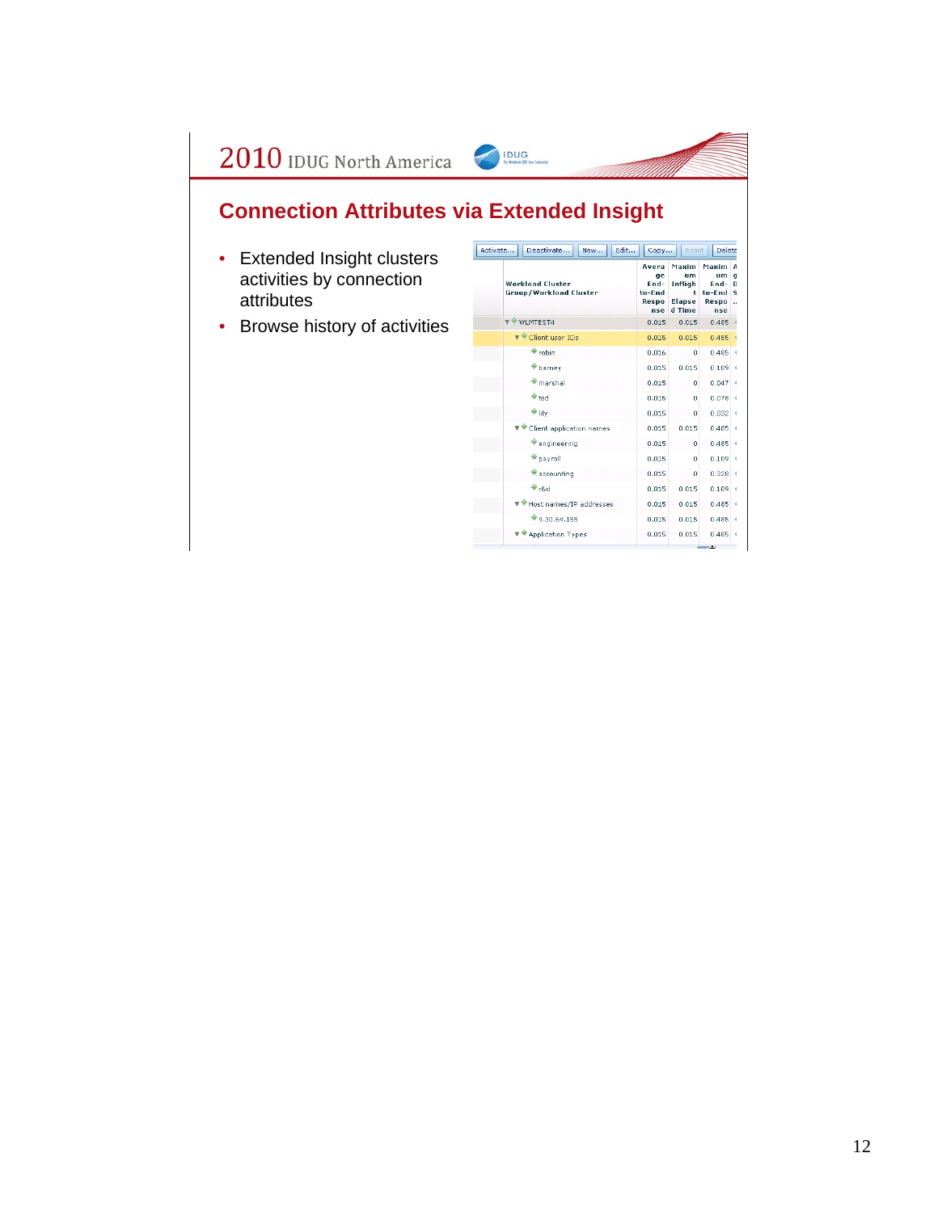## Connection Attributes via Extended Insight

- Extended Insight clusters activities by connection attributes
- Browse history of activities

| Workload Cluster Group/Workload Cluster | Average End-to-End Response | Maximum Inflight Elapsed Time | Maximum End-to-End Response |
|---|---|---|---|
| WLMTEST4 | 0.015 | 0.015 | 0.485 |
| Client user IDs | 0.015 | 0.015 | 0.485 |
| robin | 0.016 | 0 | 0.485 |
| barney | 0.015 | 0.015 | 0.109 |
| marshal | 0.015 | 0 | 0.047 |
| ted | 0.015 | 0 | 0.078 |
| lily | 0.015 | 0 | 0.032 |
| Client application names | 0.015 | 0.015 | 0.485 |
| engineering | 0.015 | 0 | 0.485 |
| payroll | 0.015 | 0 | 0.109 |
| accounting | 0.015 | 0 | 0.328 |
| r&d | 0.015 | 0.015 | 0.109 |
| Host names/IP addresses | 0.015 | 0.015 | 0.485 |
| 9.30.64.155 | 0.015 | 0.015 | 0.485 |
| Application Types | 0.015 | 0.015 | 0.485 |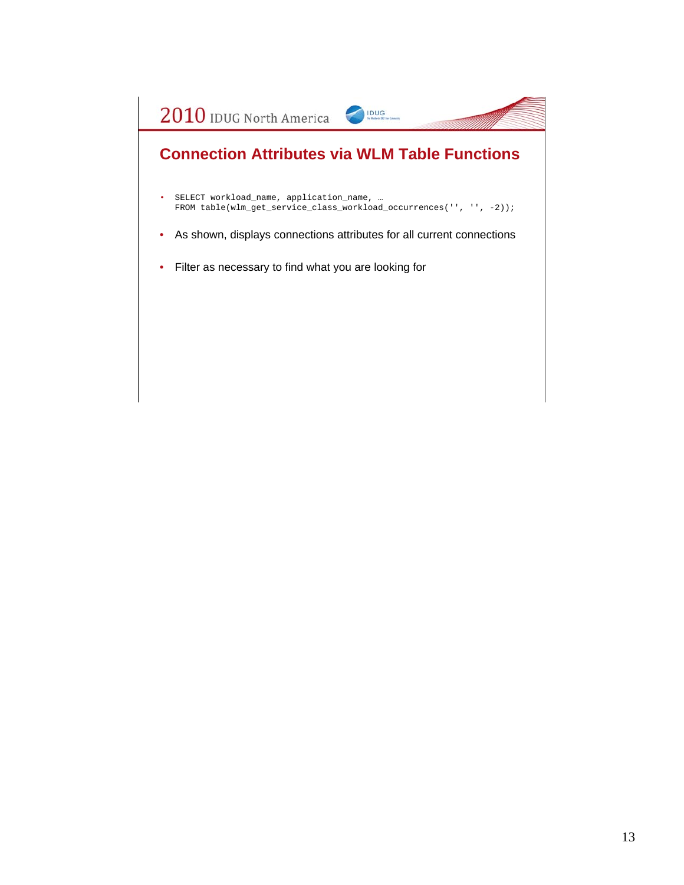## Connection Attributes via WLM Table Functions

- ```
  SELECT workload_name, application_name, …
  FROM table(wlm_get_service_class_workload_occurrences('', '', -2));
  ```
- As shown, displays connections attributes for all current connections
- Filter as necessary to find what you are looking for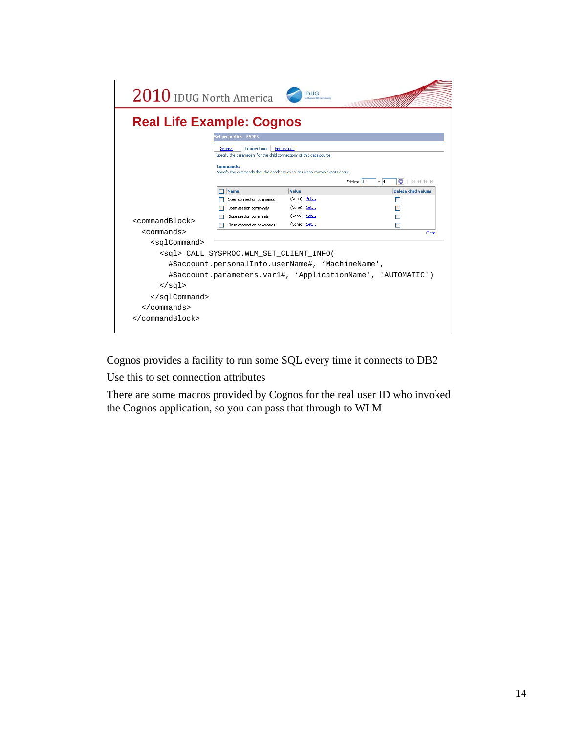## Real Life Example: Cognos

Set properties - EAPPS

General | Connection | Permissions

Specify the parameters for the child connections of this data source.

**Commands:**
Specify the commands that the database executes when certain events occur.

Entries: 1 - 4

| Name | Value | Delete child values |
| --- | --- | --- |
| Open connection commands | (None) Set... | |
| Open session commands | (None) Set... | |
| Close session commands | (None) Set... | |
| Close connection commands | (None) Set... | |

Clear

```
<commandBlock>
  <commands>
    <sqlCommand>
      <sql> CALL SYSPROC.WLM_SET_CLIENT_INFO(
        #$account.personalInfo.userName#, 'MachineName',
        #$account.parameters.var1#, 'ApplicationName', 'AUTOMATIC')
      </sql>
    </sqlCommand>
  </commands>
</commandBlock>
```

Cognos provides a facility to run some SQL every time it connects to DB2

Use this to set connection attributes

There are some macros provided by Cognos for the real user ID who invoked the Cognos application, so you can pass that through to WLM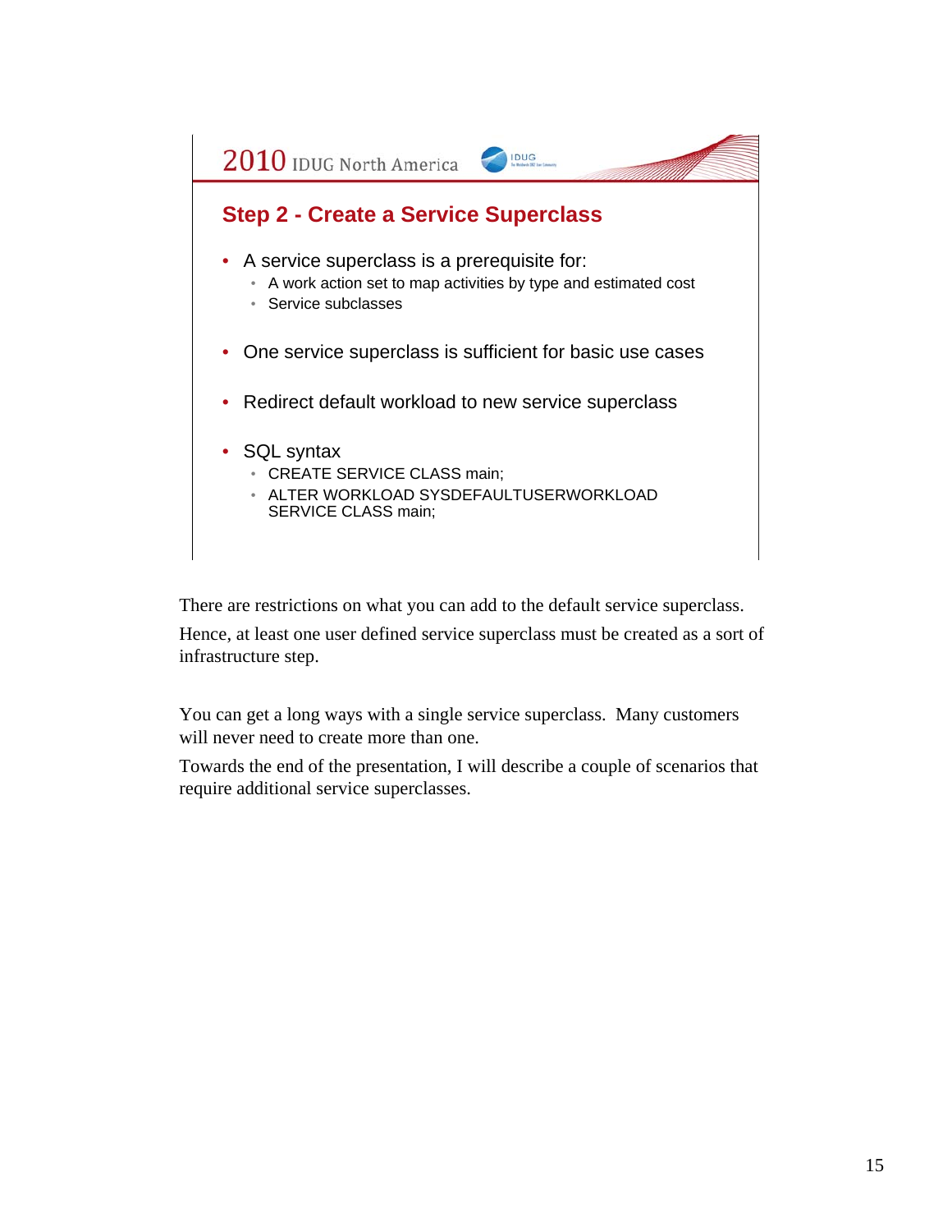## Step 2 - Create a Service Superclass

- A service superclass is a prerequisite for:
  - A work action set to map activities by type and estimated cost
  - Service subclasses
- One service superclass is sufficient for basic use cases
- Redirect default workload to new service superclass
- SQL syntax
  - CREATE SERVICE CLASS main;
  - ALTER WORKLOAD SYSDEFAULTUSERWORKLOAD SERVICE CLASS main;

There are restrictions on what you can add to the default service superclass.

Hence, at least one user defined service superclass must be created as a sort of infrastructure step.

You can get a long ways with a single service superclass. Many customers will never need to create more than one.

Towards the end of the presentation, I will describe a couple of scenarios that require additional service superclasses.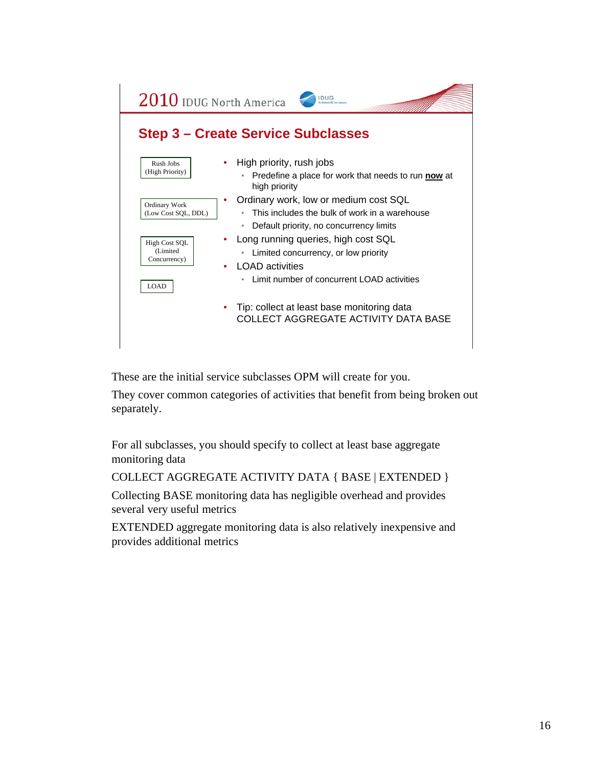## Step 3 – Create Service Subclasses

Rush Jobs (High Priority)

Ordinary Work (Low Cost SQL, DDL)

High Cost SQL (Limited Concurrency)

LOAD

- High priority, rush jobs
  - Predefine a place for work that needs to run **now** at high priority
- Ordinary work, low or medium cost SQL
  - This includes the bulk of work in a warehouse
  - Default priority, no concurrency limits
- Long running queries, high cost SQL
  - Limited concurrency, or low priority
- LOAD activities
  - Limit number of concurrent LOAD activities

- Tip: collect at least base monitoring data
  COLLECT AGGREGATE ACTIVITY DATA BASE

These are the initial service subclasses OPM will create for you.

They cover common categories of activities that benefit from being broken out separately.

For all subclasses, you should specify to collect at least base aggregate monitoring data

COLLECT AGGREGATE ACTIVITY DATA { BASE | EXTENDED }

Collecting BASE monitoring data has negligible overhead and provides several very useful metrics

EXTENDED aggregate monitoring data is also relatively inexpensive and provides additional metrics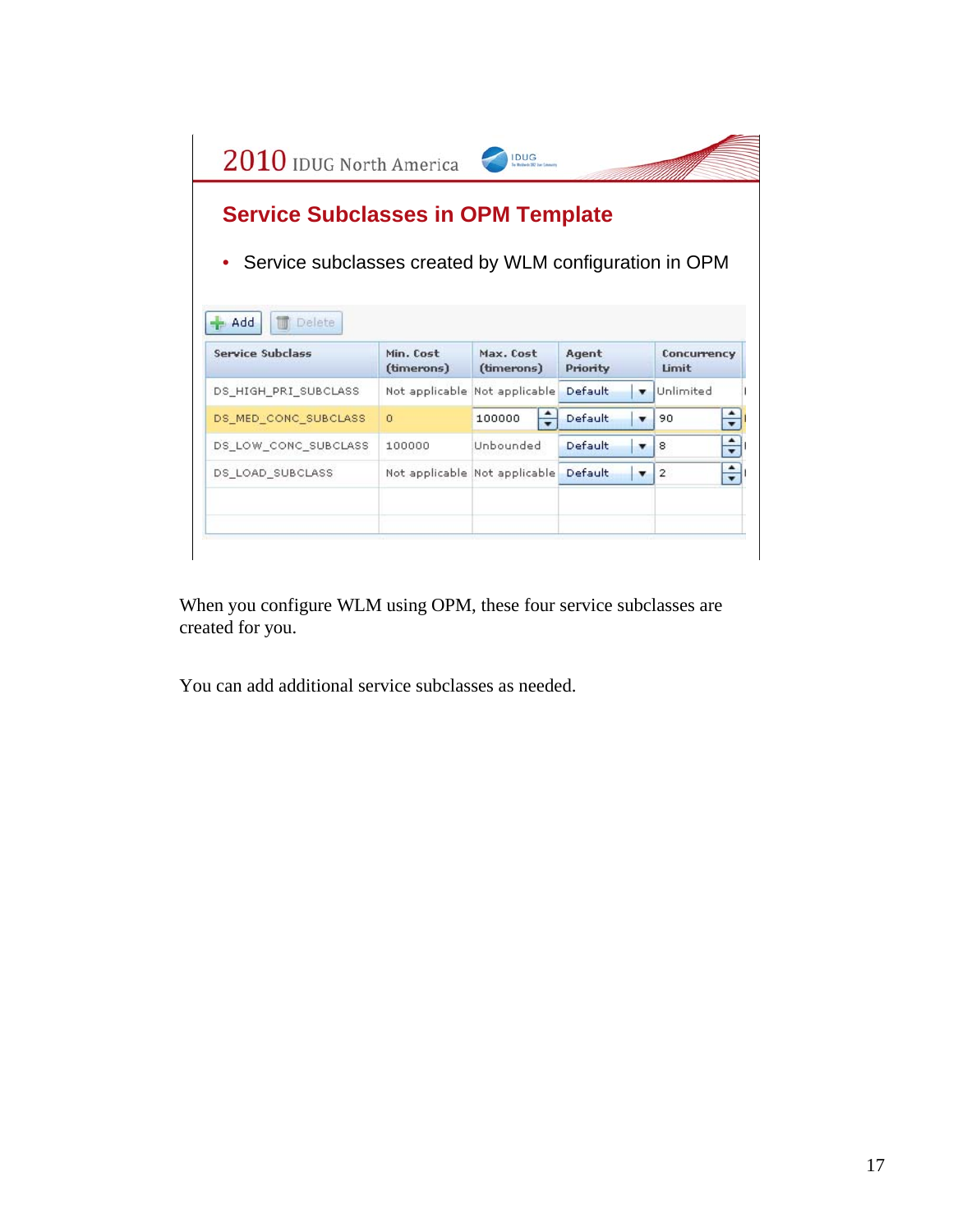## Service Subclasses in OPM Template

- Service subclasses created by WLM configuration in OPM

| Service Subclass | Min. Cost (timerons) | Max. Cost (timerons) | Agent Priority | Concurrency Limit |
|---|---|---|---|---|
| DS_HIGH_PRI_SUBCLASS | Not applicable | Not applicable | Default | Unlimited |
| DS_MED_CONC_SUBCLASS | 0 | 100000 | Default | 90 |
| DS_LOW_CONC_SUBCLASS | 100000 | Unbounded | Default | 8 |
| DS_LOAD_SUBCLASS | Not applicable | Not applicable | Default | 2 |

When you configure WLM using OPM, these four service subclasses are created for you.

You can add additional service subclasses as needed.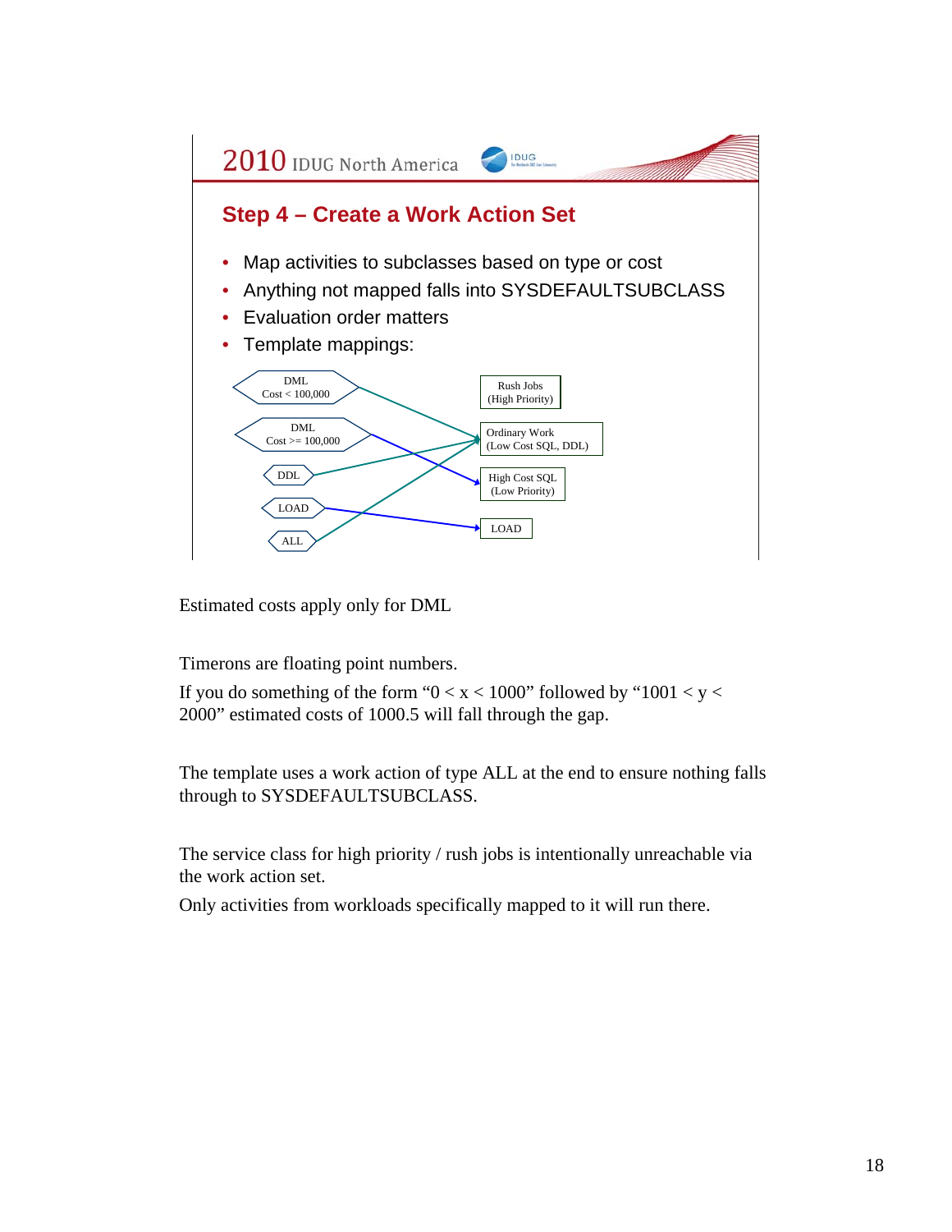## Step 4 – Create a Work Action Set

- Map activities to subclasses based on type or cost
- Anything not mapped falls into SYSDEFAULTSUBCLASS
- Evaluation order matters
- Template mappings:

| Work action | Service subclass |
|---|---|
| DML Cost < 100,000 | Ordinary Work (Low Cost SQL, DDL) |
| DML Cost >= 100,000 | High Cost SQL (Low Priority) |
| DDL | Ordinary Work (Low Cost SQL, DDL) |
| LOAD | LOAD |
| ALL | Ordinary Work (Low Cost SQL, DDL) |
| | Rush Jobs (High Priority) |

Estimated costs apply only for DML

Timerons are floating point numbers.

If you do something of the form "0 < x < 1000" followed by "1001 < y < 2000" estimated costs of 1000.5 will fall through the gap.

The template uses a work action of type ALL at the end to ensure nothing falls through to SYSDEFAULTSUBCLASS.

The service class for high priority / rush jobs is intentionally unreachable via the work action set.

Only activities from workloads specifically mapped to it will run there.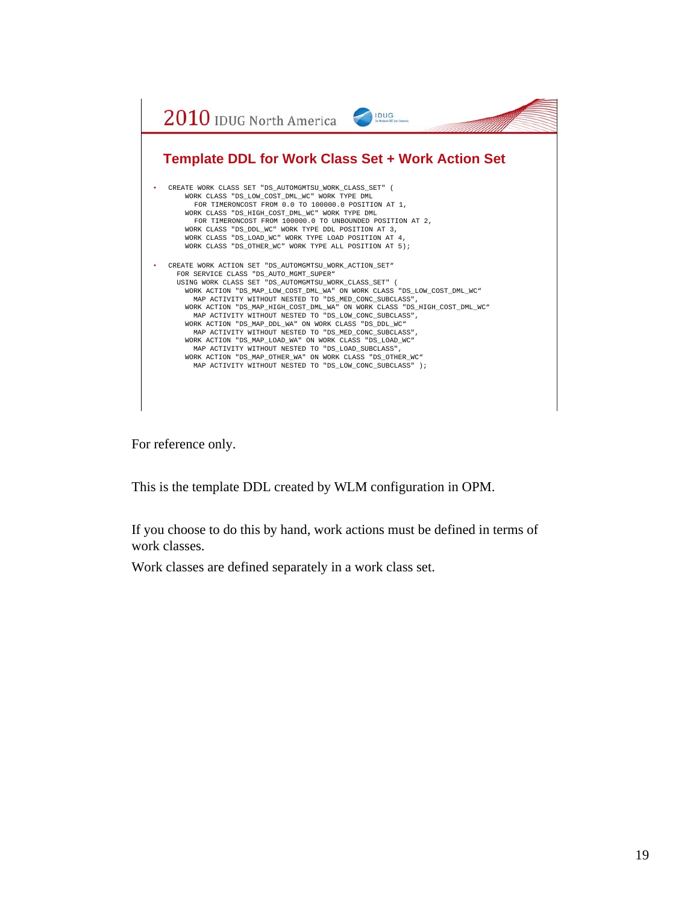## Template DDL for Work Class Set + Work Action Set

- ```
  CREATE WORK CLASS SET "DS_AUTOMGMTSU_WORK_CLASS_SET" (
      WORK CLASS "DS_LOW_COST_DML_WC" WORK TYPE DML
        FOR TIMERONCOST FROM 0.0 TO 100000.0 POSITION AT 1,
      WORK CLASS "DS_HIGH_COST_DML_WC" WORK TYPE DML
        FOR TIMERONCOST FROM 100000.0 TO UNBOUNDED POSITION AT 2,
      WORK CLASS "DS_DDL_WC" WORK TYPE DDL POSITION AT 3,
      WORK CLASS "DS_LOAD_WC" WORK TYPE LOAD POSITION AT 4,
      WORK CLASS "DS_OTHER_WC" WORK TYPE ALL POSITION AT 5);
  ```

- ```
  CREATE WORK ACTION SET "DS_AUTOMGMTSU_WORK_ACTION_SET"
    FOR SERVICE CLASS "DS_AUTO_MGMT_SUPER"
    USING WORK CLASS SET "DS_AUTOMGMTSU_WORK_CLASS_SET" (
      WORK ACTION "DS_MAP_LOW_COST_DML_WA" ON WORK CLASS "DS_LOW_COST_DML_WC"
        MAP ACTIVITY WITHOUT NESTED TO "DS_MED_CONC_SUBCLASS",
      WORK ACTION "DS_MAP_HIGH_COST_DML_WA" ON WORK CLASS "DS_HIGH_COST_DML_WC"
        MAP ACTIVITY WITHOUT NESTED TO "DS_LOW_CONC_SUBCLASS",
      WORK ACTION "DS_MAP_DDL_WA" ON WORK CLASS "DS_DDL_WC"
        MAP ACTIVITY WITHOUT NESTED TO "DS_MED_CONC_SUBCLASS",
      WORK ACTION "DS_MAP_LOAD_WA" ON WORK CLASS "DS_LOAD_WC"
        MAP ACTIVITY WITHOUT NESTED TO "DS_LOAD_SUBCLASS",
      WORK ACTION "DS_MAP_OTHER_WA" ON WORK CLASS "DS_OTHER_WC"
        MAP ACTIVITY WITHOUT NESTED TO "DS_LOW_CONC_SUBCLASS" );
  ```

For reference only.

This is the template DDL created by WLM configuration in OPM.

If you choose to do this by hand, work actions must be defined in terms of work classes.

Work classes are defined separately in a work class set.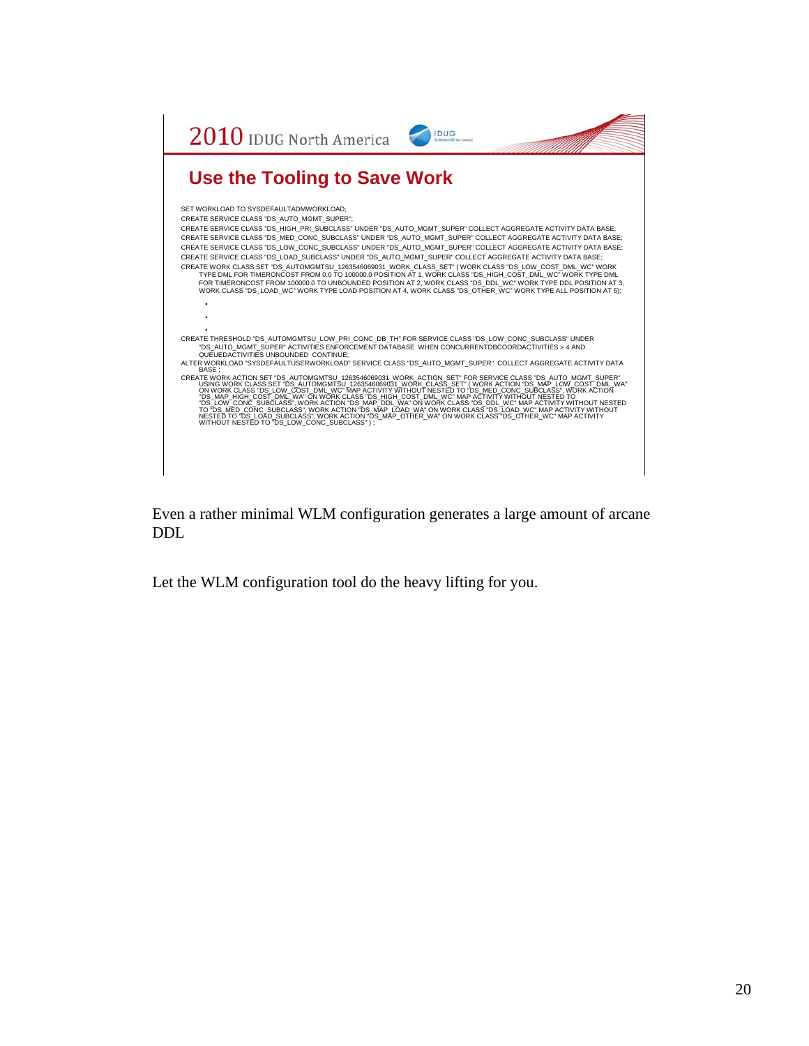## Use the Tooling to Save Work

```
SET WORKLOAD TO SYSDEFAULTADMWORKLOAD;
CREATE SERVICE CLASS "DS_AUTO_MGMT_SUPER";
CREATE SERVICE CLASS "DS_HIGH_PRI_SUBCLASS" UNDER "DS_AUTO_MGMT_SUPER" COLLECT AGGREGATE ACTIVITY DATA BASE;
CREATE SERVICE CLASS "DS_MED_CONC_SUBCLASS" UNDER "DS_AUTO_MGMT_SUPER" COLLECT AGGREGATE ACTIVITY DATA BASE;
CREATE SERVICE CLASS "DS_LOW_CONC_SUBCLASS" UNDER "DS_AUTO_MGMT_SUPER" COLLECT AGGREGATE ACTIVITY DATA BASE;
CREATE SERVICE CLASS "DS_LOAD_SUBCLASS" UNDER "DS_AUTO_MGMT_SUPER" COLLECT AGGREGATE ACTIVITY DATA BASE;
CREATE WORK CLASS SET "DS_AUTOMGMTSU_1263546069031_WORK_CLASS_SET" ( WORK CLASS "DS_LOW_COST_DML_WC" WORK
    TYPE DML FOR TIMERONCOST FROM 0.0 TO 100000.0 POSITION AT 1, WORK CLASS "DS_HIGH_COST_DML_WC" WORK TYPE DML
    FOR TIMERONCOST FROM 100000.0 TO UNBOUNDED POSITION AT 2, WORK CLASS "DS_DDL_WC" WORK TYPE DDL POSITION AT 3,
    WORK CLASS "DS_LOAD_WC" WORK TYPE LOAD POSITION AT 4, WORK CLASS "DS_OTHER_WC" WORK TYPE ALL POSITION AT 5);
    .
    .
    .
CREATE THRESHOLD "DS_AUTOMGMTSU_LOW_PRI_CONC_DB_TH" FOR SERVICE CLASS "DS_LOW_CONC_SUBCLASS" UNDER
    "DS_AUTO_MGMT_SUPER" ACTIVITIES ENFORCEMENT DATABASE  WHEN CONCURRENTDBCOORDACTIVITIES > 4 AND
    QUEUEDACTIVITIES UNBOUNDED  CONTINUE;
ALTER WORKLOAD "SYSDEFAULTUSERWORKLOAD" SERVICE CLASS "DS_AUTO_MGMT_SUPER"  COLLECT AGGREGATE ACTIVITY DATA
    BASE ;
CREATE WORK ACTION SET "DS_AUTOMGMTSU_1263546069031_WORK_ACTION_SET" FOR SERVICE CLASS "DS_AUTO_MGMT_SUPER"
    USING WORK CLASS SET "DS_AUTOMGMTSU_1263546069031_WORK_CLASS_SET" ( WORK ACTION "DS_MAP_LOW_COST_DML_WA"
    ON WORK CLASS "DS_LOW_COST_DML_WC" MAP ACTIVITY WITHOUT NESTED TO "DS_MED_CONC_SUBCLASS", WORK ACTION
    "DS_MAP_HIGH_COST_DML_WA" ON WORK CLASS "DS_HIGH_COST_DML_WC" MAP ACTIVITY WITHOUT NESTED TO
    "DS_LOW_CONC_SUBCLASS", WORK ACTION "DS_MAP_DDL_WA" ON WORK CLASS "DS_DDL_WC" MAP ACTIVITY WITHOUT NESTED
    TO "DS_MED_CONC_SUBCLASS", WORK ACTION "DS_MAP_LOAD_WA" ON WORK CLASS "DS_LOAD_WC" MAP ACTIVITY WITHOUT
    NESTED TO "DS_LOAD_SUBCLASS", WORK ACTION "DS_MAP_OTHER_WA" ON WORK CLASS "DS_OTHER_WC" MAP ACTIVITY
    WITHOUT NESTED TO "DS_LOW_CONC_SUBCLASS" ) ;
```

Even a rather minimal WLM configuration generates a large amount of arcane DDL

Let the WLM configuration tool do the heavy lifting for you.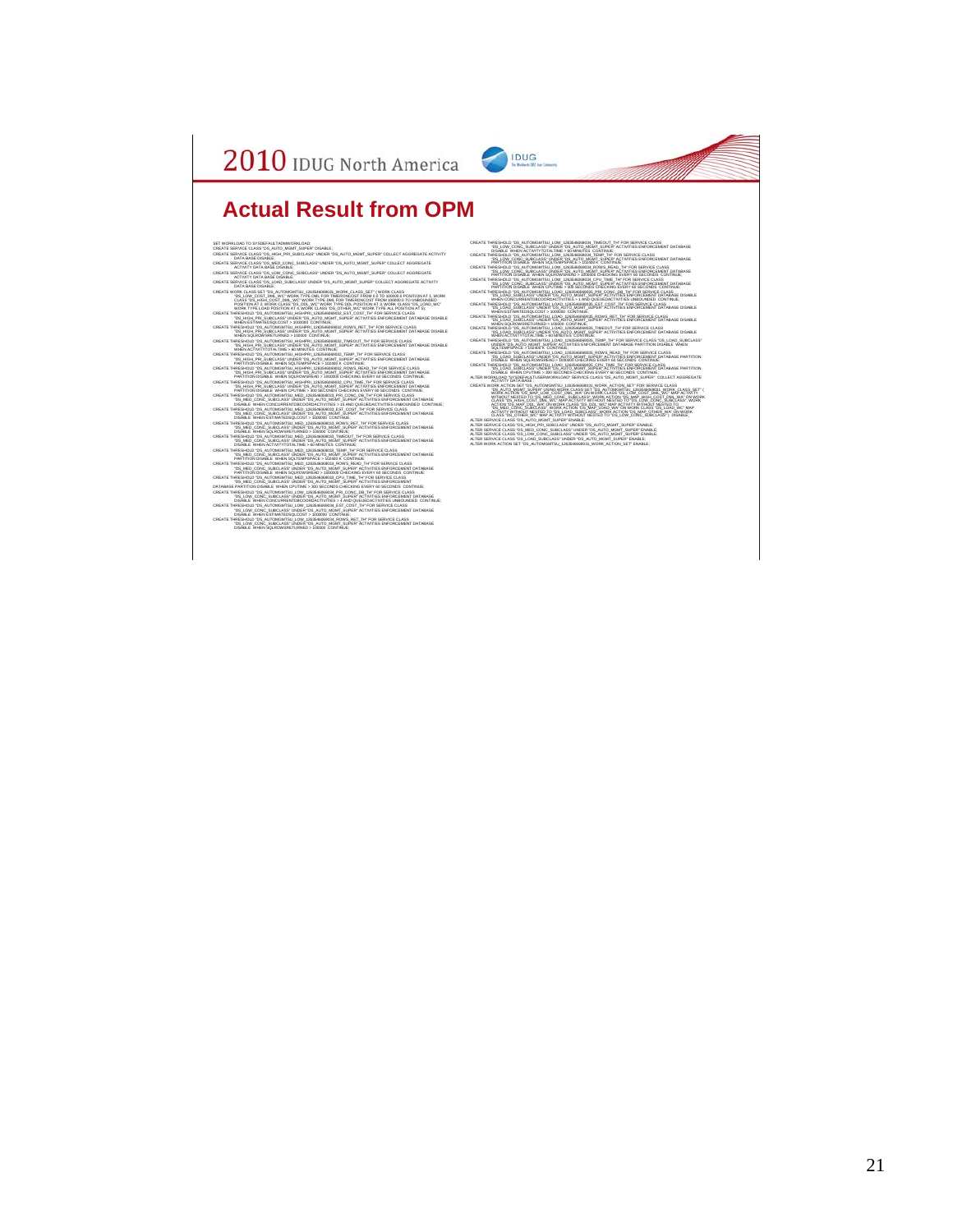## Actual Result from OPM

```
SET WORKLOAD TO SYSDEFAULTADMWORKLOAD;
CREATE SERVICE CLASS "DS_AUTO_MGMT_SUPER" DISABLE;
CREATE SERVICE CLASS "DS_HIGH_PRI_SUBCLASS" UNDER "DS_AUTO_MGMT_SUPER" COLLECT AGGREGATE ACTIVITY
    DATA BASE DISABLE;
CREATE SERVICE CLASS "DS_MED_CONC_SUBCLASS" UNDER "DS_AUTO_MGMT_SUPER" COLLECT AGGREGATE
    ACTIVITY DATA BASE DISABLE;
CREATE SERVICE CLASS "DS_LOW_CONC_SUBCLASS" UNDER "DS_AUTO_MGMT_SUPER" COLLECT AGGREGATE
    ACTIVITY DATA BASE DISABLE;
CREATE SERVICE CLASS "DS_LOAD_SUBCLASS" UNDER "DS_AUTO_MGMT_SUPER" COLLECT AGGREGATE ACTIVITY
    DATA BASE DISABLE;
CREATE WORK CLASS SET "DS_AUTOMGMTSU_1263546698031_WORK_CLASS_SET" ( WORK CLASS
    "DS_LOW_COST_DML_WC" WORK TYPE DML FOR TIMERONCOST FROM 0.0 TO 100000.0 POSITION AT 1, WORK
    CLASS "DS_HIGH_COST_DML_WC" WORK TYPE DML FOR TIMERONCOST FROM 100000.0 TO UNBOUNDED
    POSITION AT 2, WORK CLASS "DS_DDL_WC" WORK TYPE DDL POSITION AT 3, WORK CLASS "DS_LOAD_WC"
    WORK TYPE LOAD POSITION AT 4, WORK CLASS "DS_OTHER_WC" WORK TYPE ALL POSITION AT 5);
CREATE THRESHOLD "DS_AUTOMGMTSU_HIGHPRI_1263546698032_EST_COST_TH" FOR SERVICE CLASS
    "DS_HIGH_PRI_SUBCLASS" UNDER "DS_AUTO_MGMT_SUPER" ACTIVITIES ENFORCEMENT DATABASE DISABLE
    WHEN ESTIMATEDSQLCOST > 1000000 CONTINUE;
CREATE THRESHOLD "DS_AUTOMGMTSU_HIGHPRI_1263546698032_ROWS_RET_TH" FOR SERVICE CLASS
    "DS_HIGH_PRI_SUBCLASS" UNDER "DS_AUTO_MGMT_SUPER" ACTIVITIES ENFORCEMENT DATABASE DISABLE
    WHEN SQLROWSRETURNED > 100000 CONTINUE;
CREATE THRESHOLD "DS_AUTOMGMTSU_HIGHPRI_1263546698032_TIMEOUT_TH" FOR SERVICE CLASS
    "DS_HIGH_PRI_SUBCLASS" UNDER "DS_AUTO_MGMT_SUPER" ACTIVITIES ENFORCEMENT DATABASE DISABLE
    WHEN ACTIVITYTOTALTIME > 60 MINUTES CONTINUE;
CREATE THRESHOLD "DS_AUTOMGMTSU_HIGHPRI_1263546698032_TEMP_TH" FOR SERVICE CLASS
    "DS_HIGH_PRI_SUBCLASS" UNDER "DS_AUTO_MGMT_SUPER" ACTIVITIES ENFORCEMENT DATABASE
    PARTITION DISABLE WHEN SQLTEMPSPACE > 102400 K CONTINUE;
CREATE THRESHOLD "DS_AUTOMGMTSU_HIGHPRI_1263546698032_ROWS_READ_TH" FOR SERVICE CLASS
    "DS_HIGH_PRI_SUBCLASS" UNDER "DS_AUTO_MGMT_SUPER" ACTIVITIES ENFORCEMENT DATABASE
    PARTITION DISABLE WHEN SQLROWSREAD > 1000000 CHECKING EVERY 60 SECONDS CONTINUE;
CREATE THRESHOLD "DS_AUTOMGMTSU_HIGHPRI_1263546698032_CPU_TIME_TH" FOR SERVICE CLASS
    "DS_HIGH_PRI_SUBCLASS" UNDER "DS_AUTO_MGMT_SUPER" ACTIVITIES ENFORCEMENT DATABASE
    PARTITION DISABLE WHEN CPUTIME > 300 SECONDS CHECKING EVERY 60 SECONDS CONTINUE;
CREATE THRESHOLD "DS_AUTOMGMTSU_MED_1263546698033_PRI_CONC_DB_TH" FOR SERVICE CLASS
    "DS_MED_CONC_SUBCLASS" UNDER "DS_AUTO_MGMT_SUPER" ACTIVITIES ENFORCEMENT DATABASE
    DISABLE WHEN CONCURRENTDBCOORDACTIVITIES > 15 AND QUEUEDACTIVITIES UNBOUNDED CONTINUE;
CREATE THRESHOLD "DS_AUTOMGMTSU_MED_1263546698033_EST_COST_TH" FOR SERVICE CLASS
    "DS_MED_CONC_SUBCLASS" UNDER "DS_AUTO_MGMT_SUPER" ACTIVITIES ENFORCEMENT DATABASE
    DISABLE WHEN ESTIMATEDSQLCOST > 1000000 CONTINUE;
CREATE THRESHOLD "DS_AUTOMGMTSU_MED_1263546698033_ROWS_RET_TH" FOR SERVICE CLASS
    "DS_MED_CONC_SUBCLASS" UNDER "DS_AUTO_MGMT_SUPER" ACTIVITIES ENFORCEMENT DATABASE
    DISABLE WHEN SQLROWSRETURNED > 100000 CONTINUE;
CREATE THRESHOLD "DS_AUTOMGMTSU_MED_1263546698033_TIMEOUT_TH" FOR SERVICE CLASS
    "DS_MED_CONC_SUBCLASS" UNDER "DS_AUTO_MGMT_SUPER" ACTIVITIES ENFORCEMENT DATABASE
    DISABLE WHEN ACTIVITYTOTALTIME > 60 MINUTES CONTINUE;
CREATE THRESHOLD "DS_AUTOMGMTSU_MED_1263546698033_TEMP_TH" FOR SERVICE CLASS
    "DS_MED_CONC_SUBCLASS" UNDER "DS_AUTO_MGMT_SUPER" ACTIVITIES ENFORCEMENT DATABASE
    PARTITION DISABLE WHEN SQLTEMPSPACE > 102400 K CONTINUE;
CREATE THRESHOLD "DS_AUTOMGMTSU_MED_1263546698033_ROWS_READ_TH" FOR SERVICE CLASS
    "DS_MED_CONC_SUBCLASS" UNDER "DS_AUTO_MGMT_SUPER" ACTIVITIES ENFORCEMENT DATABASE
    PARTITION DISABLE WHEN SQLROWSREAD > 1000000 CHECKING EVERY 60 SECONDS CONTINUE;
CREATE THRESHOLD "DS_AUTOMGMTSU_MED_1263546698033_CPU_TIME_TH" FOR SERVICE CLASS
    "DS_MED_CONC_SUBCLASS" UNDER "DS_AUTO_MGMT_SUPER" ACTIVITIES ENFORCEMENT
DATABASE PARTITION DISABLE WHEN CPUTIME > 300 SECONDS CHECKING EVERY 60 SECONDS CONTINUE;
CREATE THRESHOLD "DS_AUTOMGMTSU_LOW_1263546698034_PRI_CONC_DB_TH" FOR SERVICE CLASS
    "DS_LOW_CONC_SUBCLASS" UNDER "DS_AUTO_MGMT_SUPER" ACTIVITIES ENFORCEMENT DATABASE
    DISABLE WHEN CONCURRENTDBCOORDACTIVITIES > 4 AND QUEUEDACTIVITIES UNBOUNDED CONTINUE;
CREATE THRESHOLD "DS_AUTOMGMTSU_LOW_1263546698034_EST_COST_TH" FOR SERVICE CLASS
    "DS_LOW_CONC_SUBCLASS" UNDER "DS_AUTO_MGMT_SUPER" ACTIVITIES ENFORCEMENT DATABASE
    DISABLE WHEN ESTIMATEDSQLCOST > 1000000 CONTINUE;
CREATE THRESHOLD "DS_AUTOMGMTSU_LOW_1263546698034_ROWS_RET_TH" FOR SERVICE CLASS
    "DS_LOW_CONC_SUBCLASS" UNDER "DS_AUTO_MGMT_SUPER" ACTIVITIES ENFORCEMENT DATABASE
    DISABLE WHEN SQLROWSRETURNED > 100000 CONTINUE;
CREATE THRESHOLD "DS_AUTOMGMTSU_LOW_1263546698034_TIMEOUT_TH" FOR SERVICE CLASS
    "DS_LOW_CONC_SUBCLASS" UNDER "DS_AUTO_MGMT_SUPER" ACTIVITIES ENFORCEMENT DATABASE
    DISABLE WHEN ACTIVITYTOTALTIME > 60 MINUTES CONTINUE;
CREATE THRESHOLD "DS_AUTOMGMTSU_LOW_1263546698034_TEMP_TH" FOR SERVICE CLASS
    "DS_LOW_CONC_SUBCLASS" UNDER "DS_AUTO_MGMT_SUPER" ACTIVITIES ENFORCEMENT DATABASE
    PARTITION DISABLE WHEN SQLTEMPSPACE > 102400 K CONTINUE;
CREATE THRESHOLD "DS_AUTOMGMTSU_LOW_1263546698034_ROWS_READ_TH" FOR SERVICE CLASS
    "DS_LOW_CONC_SUBCLASS" UNDER "DS_AUTO_MGMT_SUPER" ACTIVITIES ENFORCEMENT DATABASE
    PARTITION DISABLE WHEN SQLROWSREAD > 1000000 CHECKING EVERY 60 SECONDS CONTINUE;
CREATE THRESHOLD "DS_AUTOMGMTSU_LOW_1263546698034_CPU_TIME_TH" FOR SERVICE CLASS
    "DS_LOW_CONC_SUBCLASS" UNDER "DS_AUTO_MGMT_SUPER" ACTIVITIES ENFORCEMENT DATABASE
    PARTITION DISABLE WHEN CPUTIME > 300 SECONDS CHECKING EVERY 60 SECONDS CONTINUE;
CREATE THRESHOLD "DS_AUTOMGMTSU_LOAD_1263546698035_PRI_CONC_DB_TH" FOR SERVICE CLASS
    "DS_LOAD_SUBCLASS" UNDER "DS_AUTO_MGMT_SUPER" ACTIVITIES ENFORCEMENT DATABASE DISABLE
    WHEN CONCURRENTDBCOORDACTIVITIES > 1 AND QUEUEDACTIVITIES UNBOUNDED CONTINUE;
CREATE THRESHOLD "DS_AUTOMGMTSU_LOAD_1263546698035_EST_COST_TH" FOR SERVICE CLASS
    "DS_LOAD_SUBCLASS" UNDER "DS_AUTO_MGMT_SUPER" ACTIVITIES ENFORCEMENT DATABASE DISABLE
    WHEN ESTIMATEDSQLCOST > 1000000 CONTINUE;
CREATE THRESHOLD "DS_AUTOMGMTSU_LOAD_1263546698035_ROWS_RET_TH" FOR SERVICE CLASS
    "DS_LOAD_SUBCLASS" UNDER "DS_AUTO_MGMT_SUPER" ACTIVITIES ENFORCEMENT DATABASE DISABLE
    WHEN SQLROWSRETURNED > 100000 CONTINUE;
CREATE THRESHOLD "DS_AUTOMGMTSU_LOAD_1263546698035_TIMEOUT_TH" FOR SERVICE CLASS
    "DS_LOAD_SUBCLASS" UNDER "DS_AUTO_MGMT_SUPER" ACTIVITIES ENFORCEMENT DATABASE DISABLE
    WHEN ACTIVITYTOTALTIME > 60 MINUTES CONTINUE;
CREATE THRESHOLD "DS_AUTOMGMTSU_LOAD_1263546698035_TEMP_TH" FOR SERVICE CLASS "DS_LOAD_SUBCLASS"
    UNDER "DS_AUTO_MGMT_SUPER" ACTIVITIES ENFORCEMENT DATABASE PARTITION DISABLE WHEN
    SQLTEMPSPACE > 102400 K CONTINUE;
CREATE THRESHOLD "DS_AUTOMGMTSU_LOAD_1263546698035_ROWS_READ_TH" FOR SERVICE CLASS
    "DS_LOAD_SUBCLASS" UNDER "DS_AUTO_MGMT_SUPER" ACTIVITIES ENFORCEMENT DATABASE PARTITION
    DISABLE WHEN SQLROWSREAD > 1000000 CHECKING EVERY 60 SECONDS CONTINUE;
CREATE THRESHOLD "DS_AUTOMGMTSU_LOAD_1263546698035_CPU_TIME_TH" FOR SERVICE CLASS
    "DS_LOAD_SUBCLASS" UNDER "DS_AUTO_MGMT_SUPER" ACTIVITIES ENFORCEMENT DATABASE PARTITION
    DISABLE WHEN CPUTIME > 300 SECONDS CHECKING EVERY 60 SECONDS CONTINUE;
ALTER WORKLOAD "SYSDEFAULTUSERWORKLOAD" SERVICE CLASS "DS_AUTO_MGMT_SUPER" COLLECT AGGREGATE
    ACTIVITY DATA BASE;
CREATE WORK ACTION SET "DS_AUTOMGMTSU_1263546698031_WORK_ACTION_SET" FOR SERVICE CLASS
    "DS_AUTO_MGMT_SUPER" USING WORK CLASS SET "DS_AUTOMGMTSU_1263546698031_WORK_CLASS_SET" (
    WORK ACTION "DS_MAP_LOW_COST_DML_WA" ON WORK CLASS "DS_LOW_COST_DML_WC" MAP ACTIVITY
    WITHOUT NESTED TO "DS_MED_CONC_SUBCLASS", WORK ACTION "DS_MAP_HIGH_COST_DML_WA" ON WORK
    CLASS "DS_HIGH_COST_DML_WC" MAP ACTIVITY WITHOUT NESTED TO "DS_LOW_CONC_SUBCLASS", WORK
    ACTION "DS_MAP_DDL_WA" ON WORK CLASS "DS_DDL_WC" MAP ACTIVITY WITHOUT NESTED TO
    "DS_MED_CONC_SUBCLASS", WORK ACTION "DS_MAP_LOAD_WA" ON WORK CLASS "DS_LOAD_WC" MAP
    ACTIVITY WITHOUT NESTED TO "DS_LOAD_SUBCLASS", WORK ACTION "DS_MAP_OTHER_WA" ON WORK
    CLASS "DS_OTHER_WC" MAP ACTIVITY WITHOUT NESTED TO "DS_LOW_CONC_SUBCLASS" ) DISABLE;
ALTER SERVICE CLASS "DS_AUTO_MGMT_SUPER" ENABLE;
ALTER SERVICE CLASS "DS_HIGH_PRI_SUBCLASS" UNDER "DS_AUTO_MGMT_SUPER" ENABLE;
ALTER SERVICE CLASS "DS_MED_CONC_SUBCLASS" UNDER "DS_AUTO_MGMT_SUPER" ENABLE;
ALTER SERVICE CLASS "DS_LOW_CONC_SUBCLASS" UNDER "DS_AUTO_MGMT_SUPER" ENABLE;
ALTER SERVICE CLASS "DS_LOAD_SUBCLASS" UNDER "DS_AUTO_MGMT_SUPER" ENABLE;
ALTER WORK ACTION SET "DS_AUTOMGMTSU_1263546698031_WORK_ACTION_SET" ENABLE;
```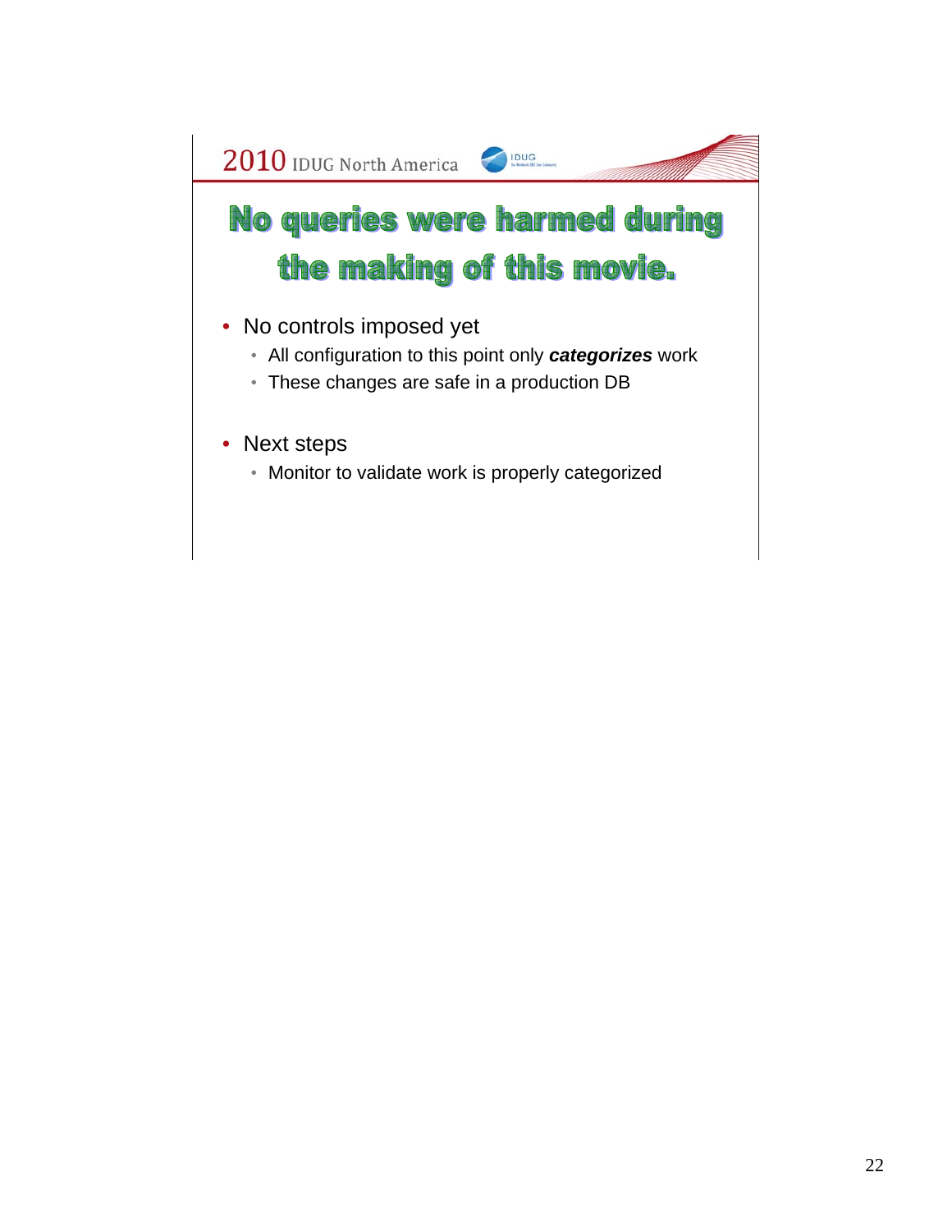# No queries were harmed during the making of this movie.

- No controls imposed yet
  - All configuration to this point only ***categorizes*** work
  - These changes are safe in a production DB
- Next steps
  - Monitor to validate work is properly categorized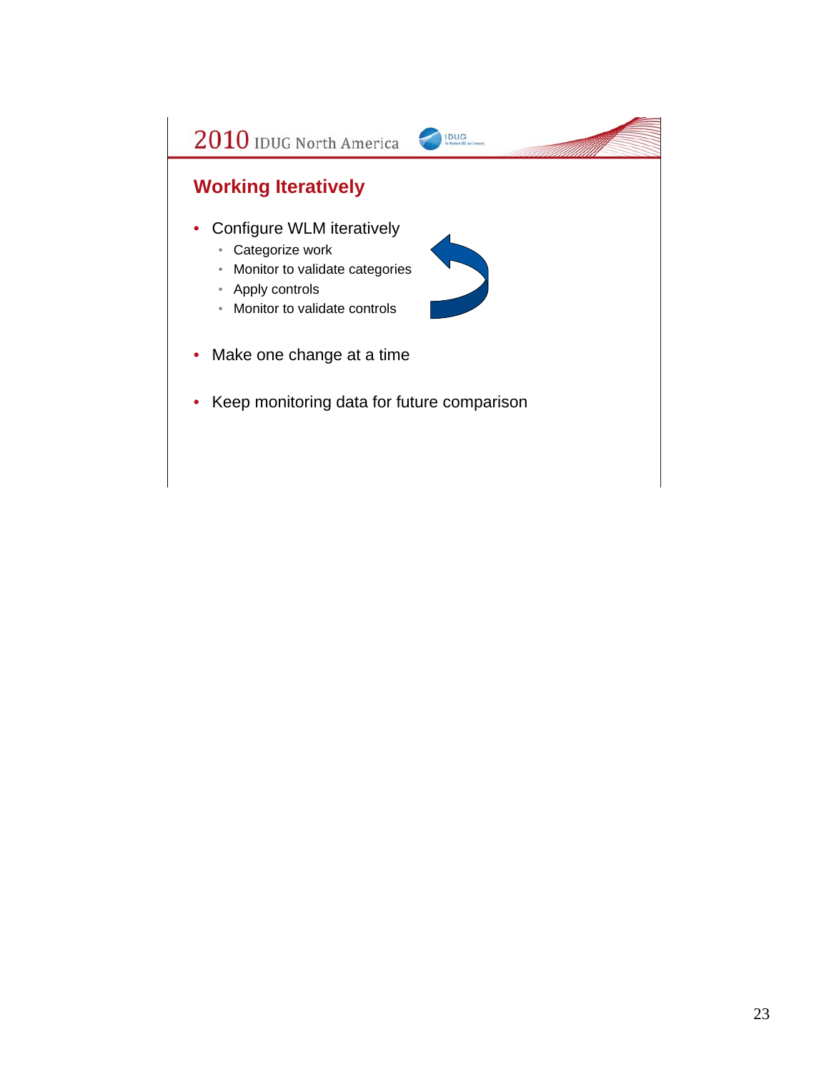## Working Iteratively

- Configure WLM iteratively
  - Categorize work
  - Monitor to validate categories
  - Apply controls
  - Monitor to validate controls
- Make one change at a time
- Keep monitoring data for future comparison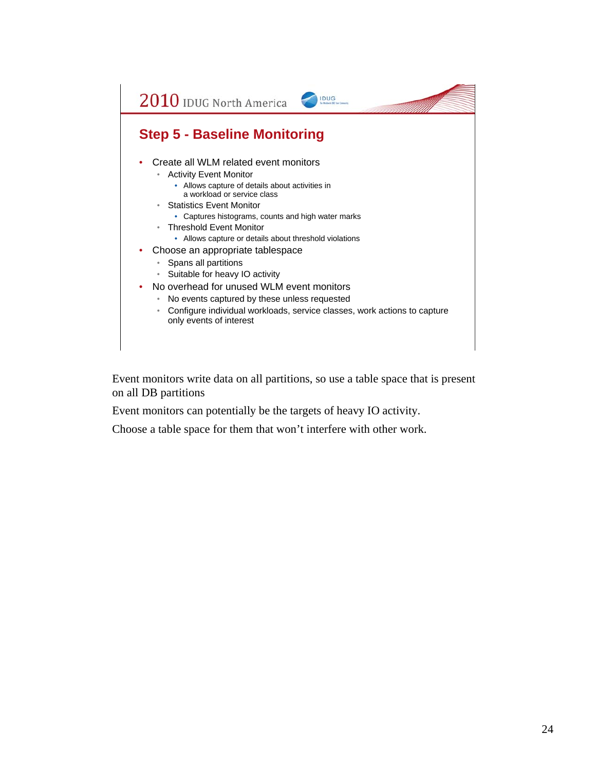2010 IDUG North America

## Step 5 - Baseline Monitoring

- Create all WLM related event monitors
  - Activity Event Monitor
    - Allows capture of details about activities in a workload or service class
  - Statistics Event Monitor
    - Captures histograms, counts and high water marks
  - Threshold Event Monitor
    - Allows capture or details about threshold violations
- Choose an appropriate tablespace
  - Spans all partitions
  - Suitable for heavy IO activity
- No overhead for unused WLM event monitors
  - No events captured by these unless requested
  - Configure individual workloads, service classes, work actions to capture only events of interest

Event monitors write data on all partitions, so use a table space that is present on all DB partitions

Event monitors can potentially be the targets of heavy IO activity.

Choose a table space for them that won't interfere with other work.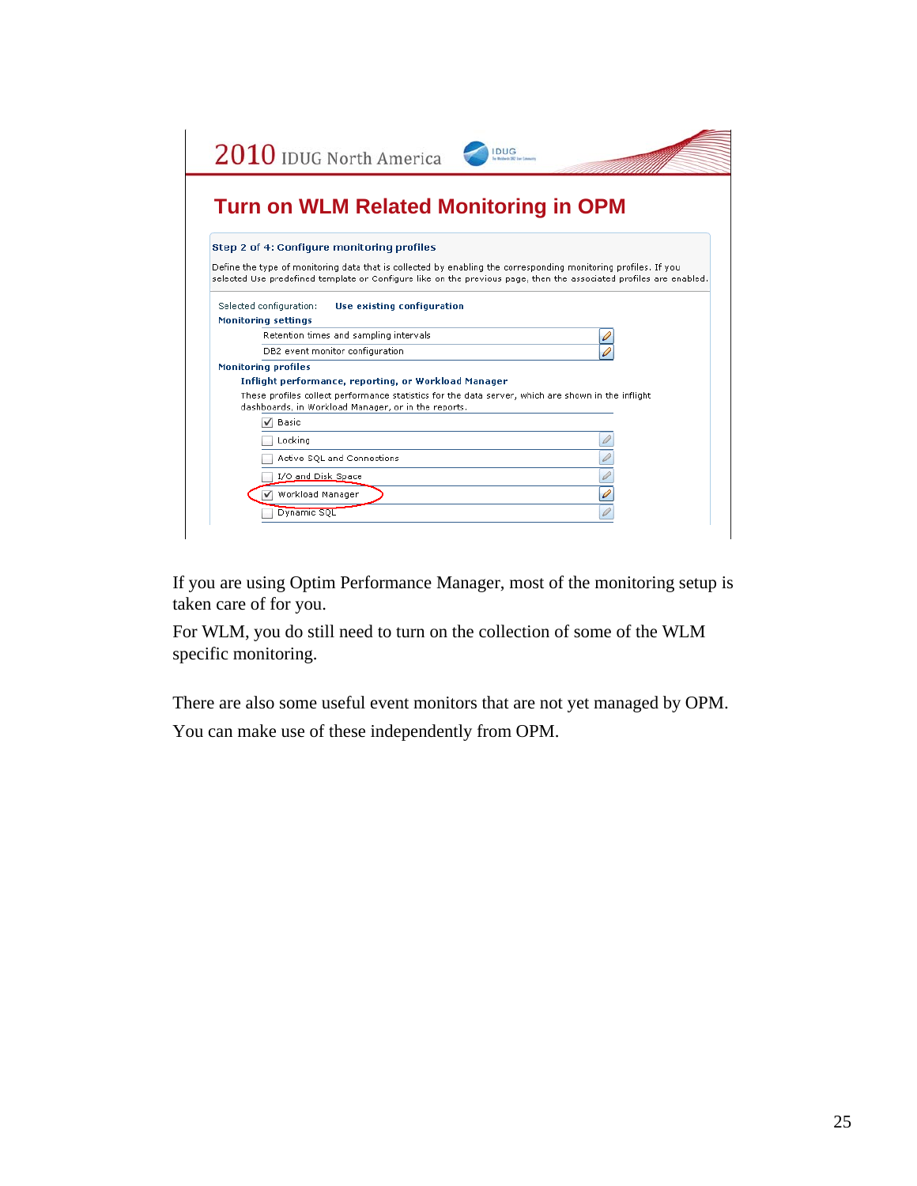## Turn on WLM Related Monitoring in OPM

**Step 2 of 4: Configure monitoring profiles**

Define the type of monitoring data that is collected by enabling the corresponding monitoring profiles. If you selected Use predefined template or Configure like on the previous page, then the associated profiles are enabled.

Selected configuration: **Use existing configuration**

**Monitoring settings**

- Retention times and sampling intervals
- DB2 event monitor configuration

**Monitoring profiles**

**Inflight performance, reporting, or Workload Manager**

These profiles collect performance statistics for the data server, which are shown in the inflight dashboards, in Workload Manager, or in the reports.

- [x] Basic
- [ ] Locking
- [ ] Active SQL and Connections
- [ ] I/O and Disk Space
- [x] Workload Manager
- [ ] Dynamic SQL

If you are using Optim Performance Manager, most of the monitoring setup is taken care of for you.

For WLM, you do still need to turn on the collection of some of the WLM specific monitoring.

There are also some useful event monitors that are not yet managed by OPM.

You can make use of these independently from OPM.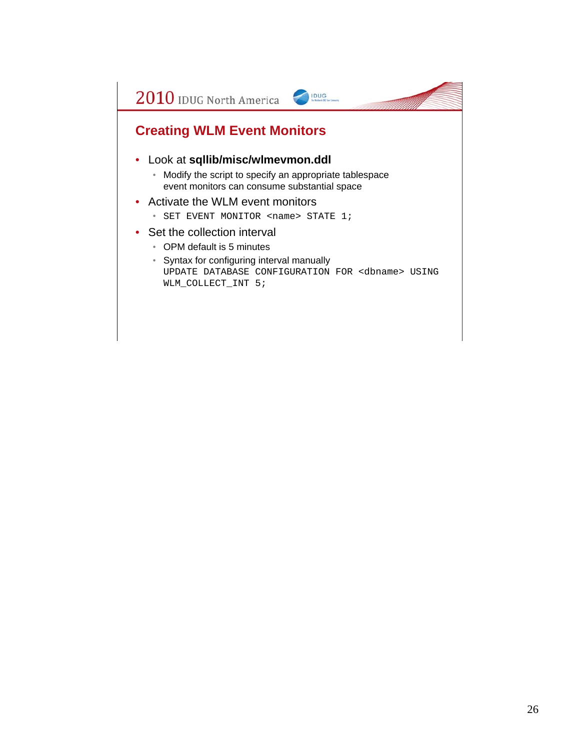## Creating WLM Event Monitors

- Look at **sqllib/misc/wlmevmon.ddl**
  - Modify the script to specify an appropriate tablespace event monitors can consume substantial space
- Activate the WLM event monitors
  - `SET EVENT MONITOR <name> STATE 1;`
- Set the collection interval
  - OPM default is 5 minutes
  - Syntax for configuring interval manually

    ```
    UPDATE DATABASE CONFIGURATION FOR <dbname> USING
    WLM_COLLECT_INT 5;
    ```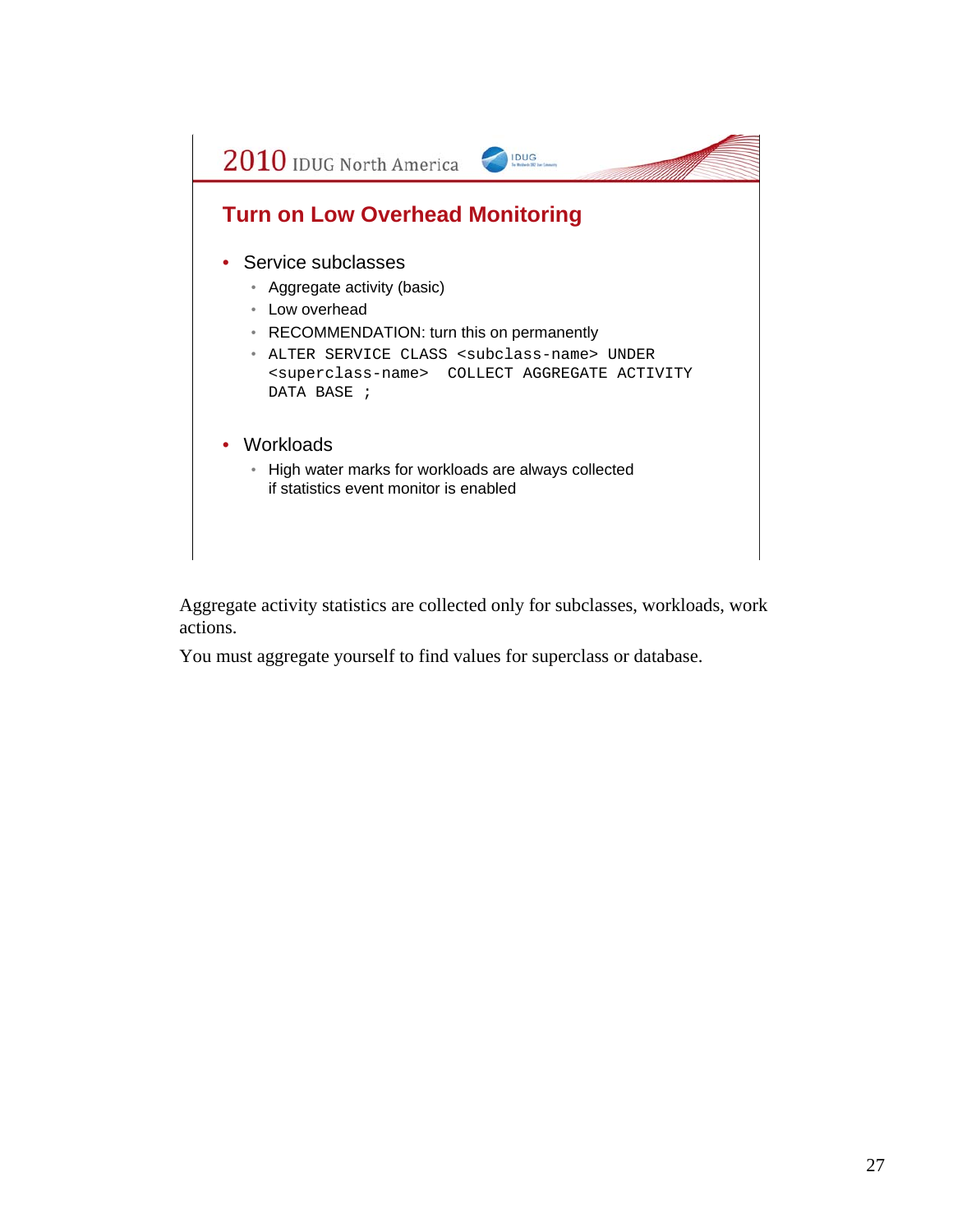## Turn on Low Overhead Monitoring

- Service subclasses
  - Aggregate activity (basic)
  - Low overhead
  - RECOMMENDATION: turn this on permanently
  - `ALTER SERVICE CLASS <subclass-name> UNDER <superclass-name> COLLECT AGGREGATE ACTIVITY DATA BASE ;`
- Workloads
  - High water marks for workloads are always collected if statistics event monitor is enabled

Aggregate activity statistics are collected only for subclasses, workloads, work actions.

You must aggregate yourself to find values for superclass or database.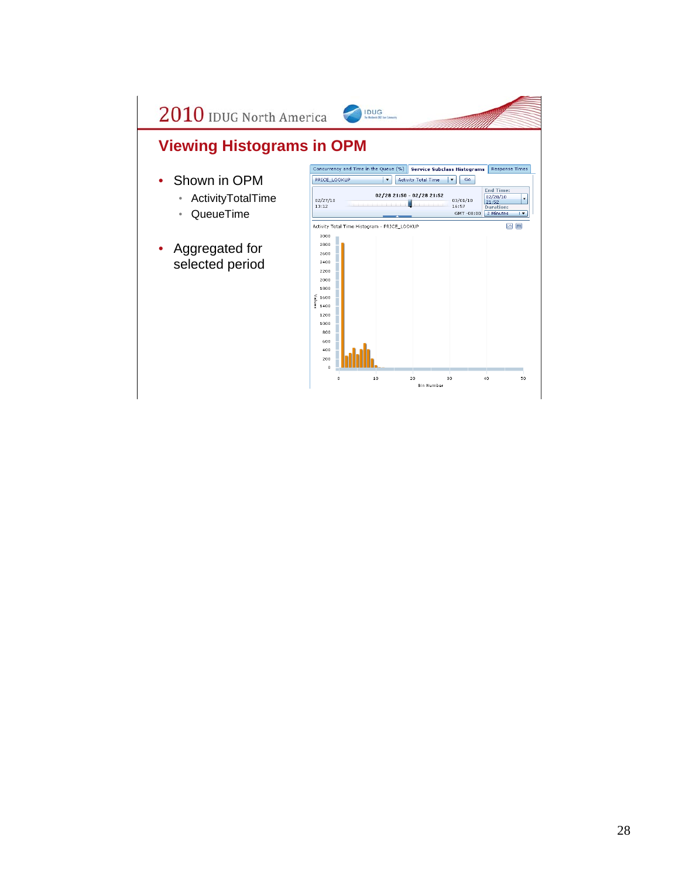## Viewing Histograms in OPM

- Shown in OPM
  - ActivityTotalTime
  - QueueTime
- Aggregated for selected period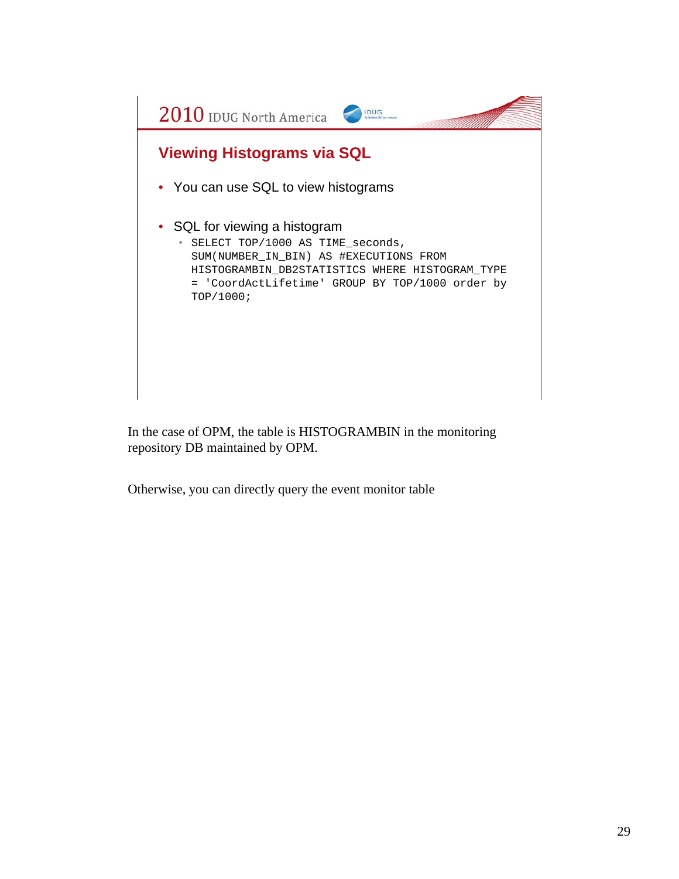## Viewing Histograms via SQL

- You can use SQL to view histograms

- SQL for viewing a histogram
  - ```
    SELECT TOP/1000 AS TIME_seconds,
    SUM(NUMBER_IN_BIN) AS #EXECUTIONS FROM
    HISTOGRAMBIN_DB2STATISTICS WHERE HISTOGRAM_TYPE
    = 'CoordActLifetime' GROUP BY TOP/1000 order by
    TOP/1000;
    ```

In the case of OPM, the table is HISTOGRAMBIN in the monitoring repository DB maintained by OPM.

Otherwise, you can directly query the event monitor table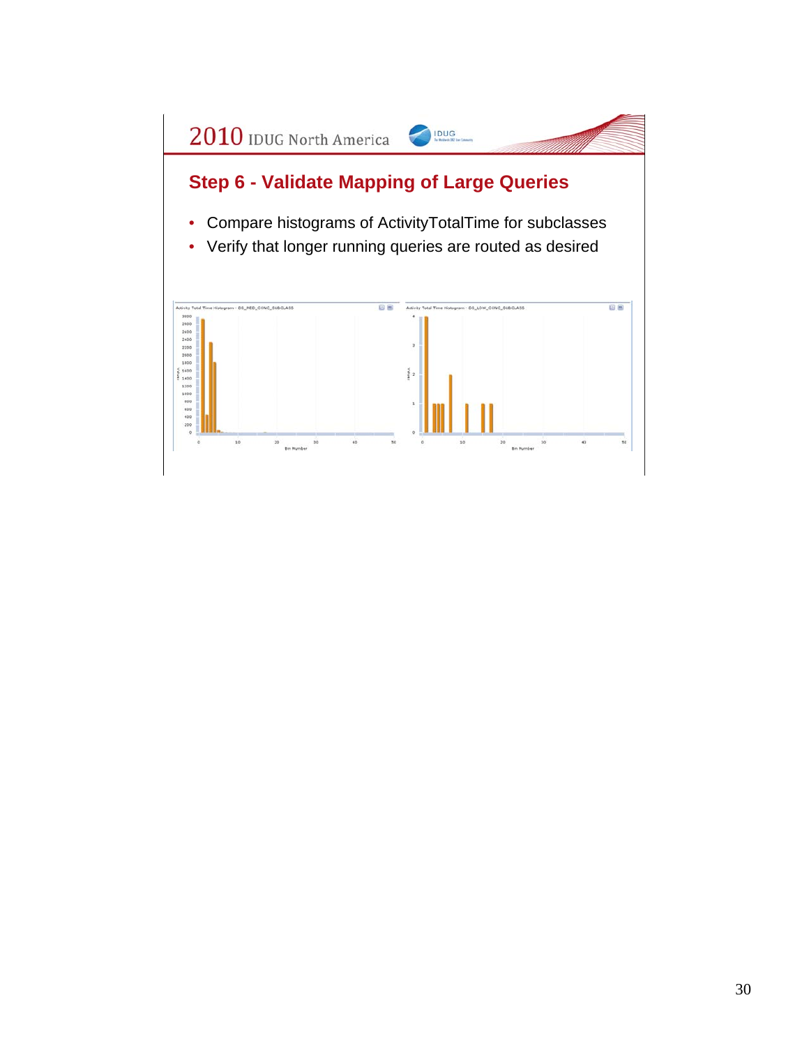## Step 6 - Validate Mapping of Large Queries

- Compare histograms of ActivityTotalTime for subclasses
- Verify that longer running queries are routed as desired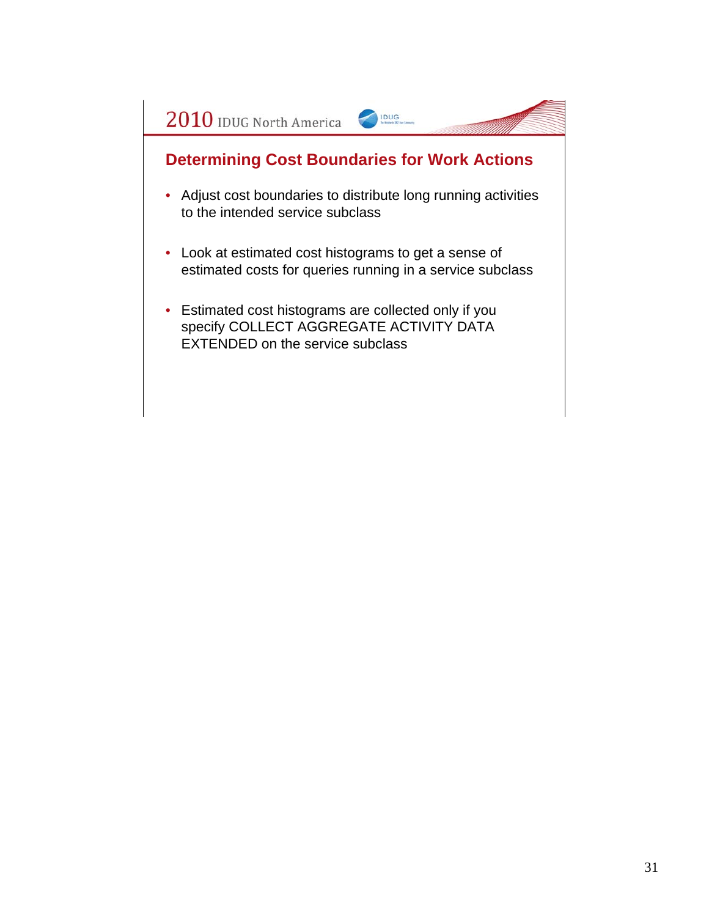## Determining Cost Boundaries for Work Actions

- Adjust cost boundaries to distribute long running activities to the intended service subclass
- Look at estimated cost histograms to get a sense of estimated costs for queries running in a service subclass
- Estimated cost histograms are collected only if you specify COLLECT AGGREGATE ACTIVITY DATA EXTENDED on the service subclass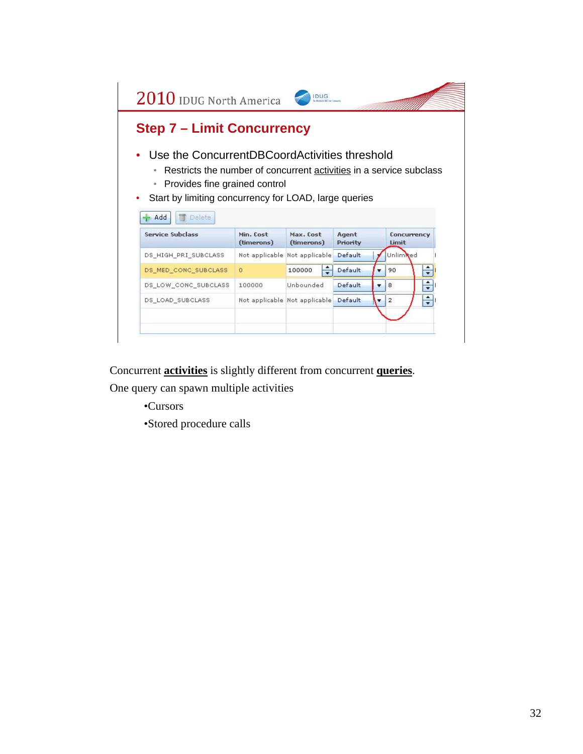## Step 7 – Limit Concurrency

- Use the ConcurrentDBCoordActivities threshold
  - Restricts the number of concurrent activities in a service subclass
  - Provides fine grained control
- Start by limiting concurrency for LOAD, large queries

| Service Subclass | Min. Cost (timerons) | Max. Cost (timerons) | Agent Priority | Concurrency Limit |
|---|---|---|---|---|
| DS_HIGH_PRI_SUBCLASS | Not applicable | Not applicable | Default | Unlimited |
| DS_MED_CONC_SUBCLASS | 0 | 100000 | Default | 90 |
| DS_LOW_CONC_SUBCLASS | 100000 | Unbounded | Default | 8 |
| DS_LOAD_SUBCLASS | Not applicable | Not applicable | Default | 2 |

Concurrent **activities** is slightly different from concurrent **queries**.

One query can spawn multiple activities

- Cursors
- Stored procedure calls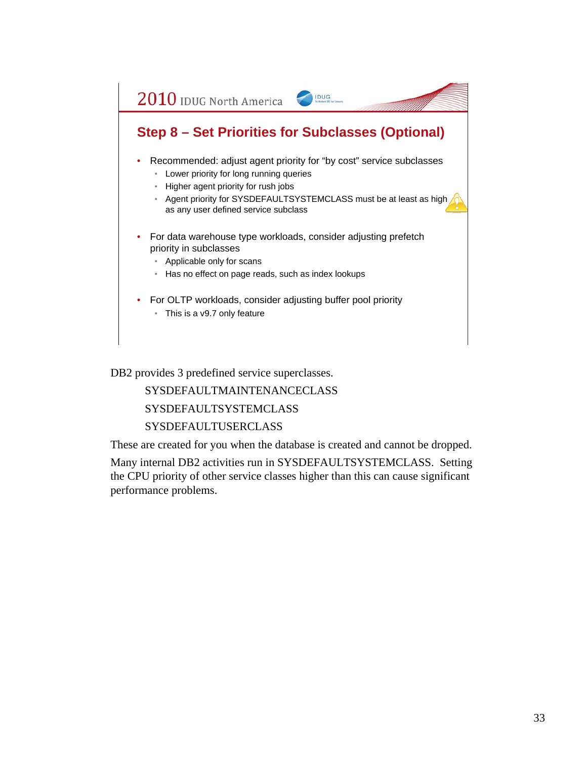## Step 8 – Set Priorities for Subclasses (Optional)

- Recommended: adjust agent priority for "by cost" service subclasses
  - Lower priority for long running queries
  - Higher agent priority for rush jobs
  - Agent priority for SYSDEFAULTSYSTEMCLASS must be at least as high as any user defined service subclass
- For data warehouse type workloads, consider adjusting prefetch priority in subclasses
  - Applicable only for scans
  - Has no effect on page reads, such as index lookups
- For OLTP workloads, consider adjusting buffer pool priority
  - This is a v9.7 only feature

DB2 provides 3 predefined service superclasses.

SYSDEFAULTMAINTENANCECLASS

SYSDEFAULTSYSTEMCLASS

SYSDEFAULTUSERCLASS

These are created for you when the database is created and cannot be dropped.

Many internal DB2 activities run in SYSDEFAULTSYSTEMCLASS. Setting the CPU priority of other service classes higher than this can cause significant performance problems.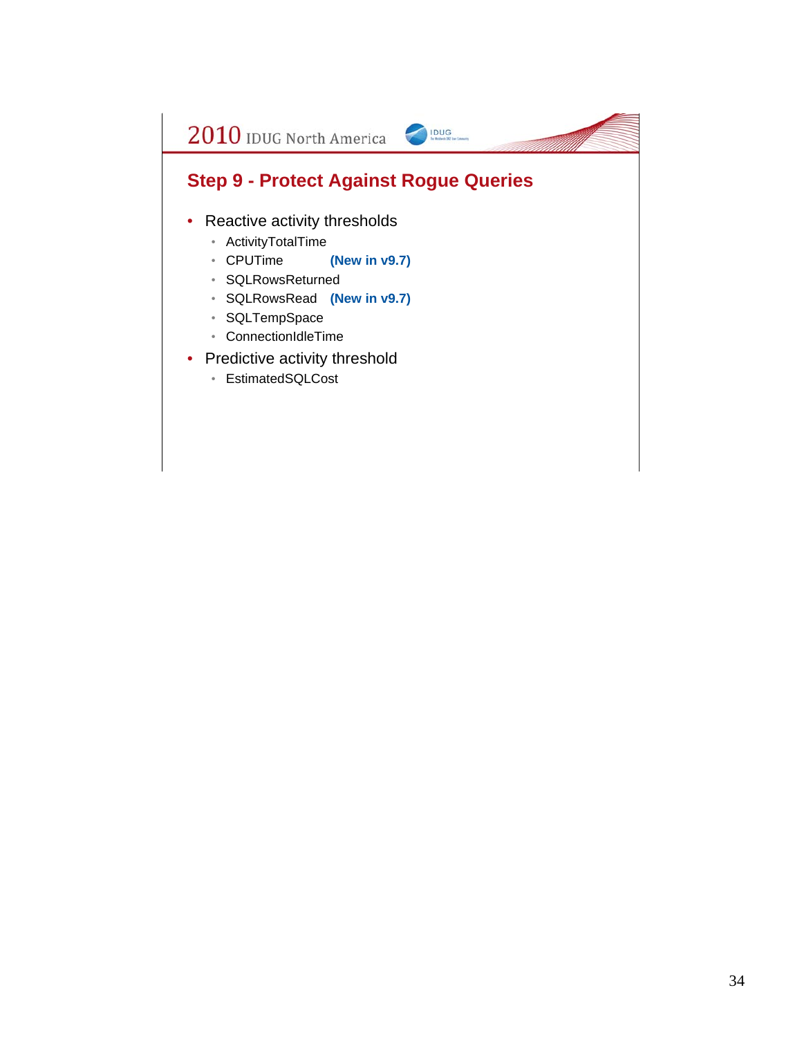## Step 9 - Protect Against Rogue Queries

- Reactive activity thresholds
  - ActivityTotalTime
  - CPUTime **(New in v9.7)**
  - SQLRowsReturned
  - SQLRowsRead **(New in v9.7)**
  - SQLTempSpace
  - ConnectionIdleTime
- Predictive activity threshold
  - EstimatedSQLCost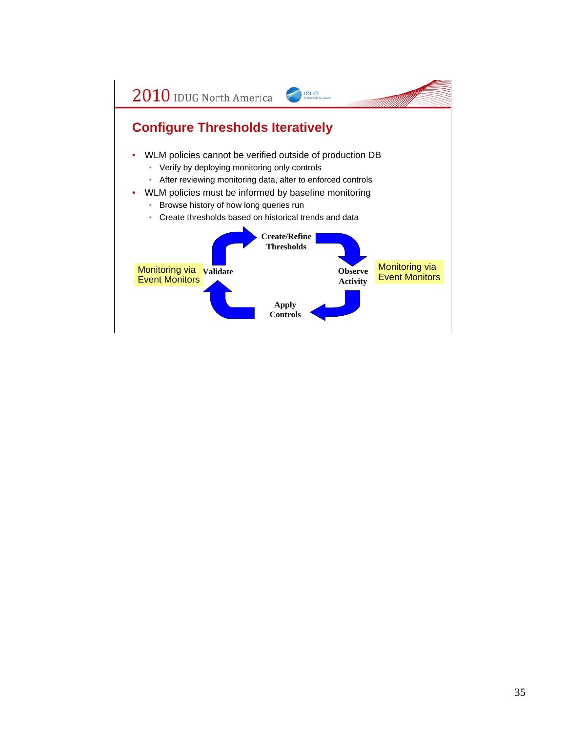## Configure Thresholds Iteratively

- WLM policies cannot be verified outside of production DB
  - Verify by deploying monitoring only controls
  - After reviewing monitoring data, alter to enforced controls
- WLM policies must be informed by baseline monitoring
  - Browse history of how long queries run
  - Create thresholds based on historical trends and data

**Create/Refine Thresholds** → **Observe Activity** (Monitoring via Event Monitors) → **Apply Controls** → **Validate** (Monitoring via Event Monitors) → **Create/Refine Thresholds**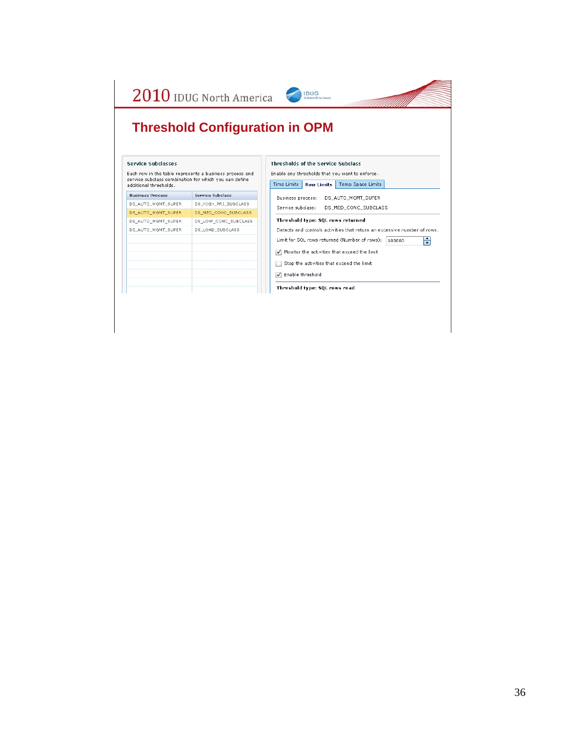# Threshold Configuration in OPM

**Service Subclasses**

Each row in the table represents a business process and service subclass combination for which you can define additional thresholds.

| Business Process | Service Subclass |
| --- | --- |
| DS_AUTO_MGMT_SUPER | DS_HIGH_PRI_SUBCLASS |
| DS_AUTO_MGMT_SUPER | DS_MED_CONC_SUBCLASS |
| DS_AUTO_MGMT_SUPER | DS_LOW_CONC_SUBCLASS |
| DS_AUTO_MGMT_SUPER | DS_LOAD_SUBCLASS |

**Thresholds of the Service Subclass**

Enable any thresholds that you want to enforce.

Time Limits | **Row Limits** | Temp Space Limits

Business process: DS_AUTO_MGMT_SUPER

Service subclass: DS_MED_CONC_SUBCLASS

**Threshold type: SQL rows returned**

Detects and controls activities that return an excessive number of rows.

Limit for SQL rows returned (Number of rows): 100000

- [x] Monitor the activities that exceed the limit
- [ ] Stop the activities that exceed the limit
- [x] Enable threshold

**Threshold type: SQL rows read**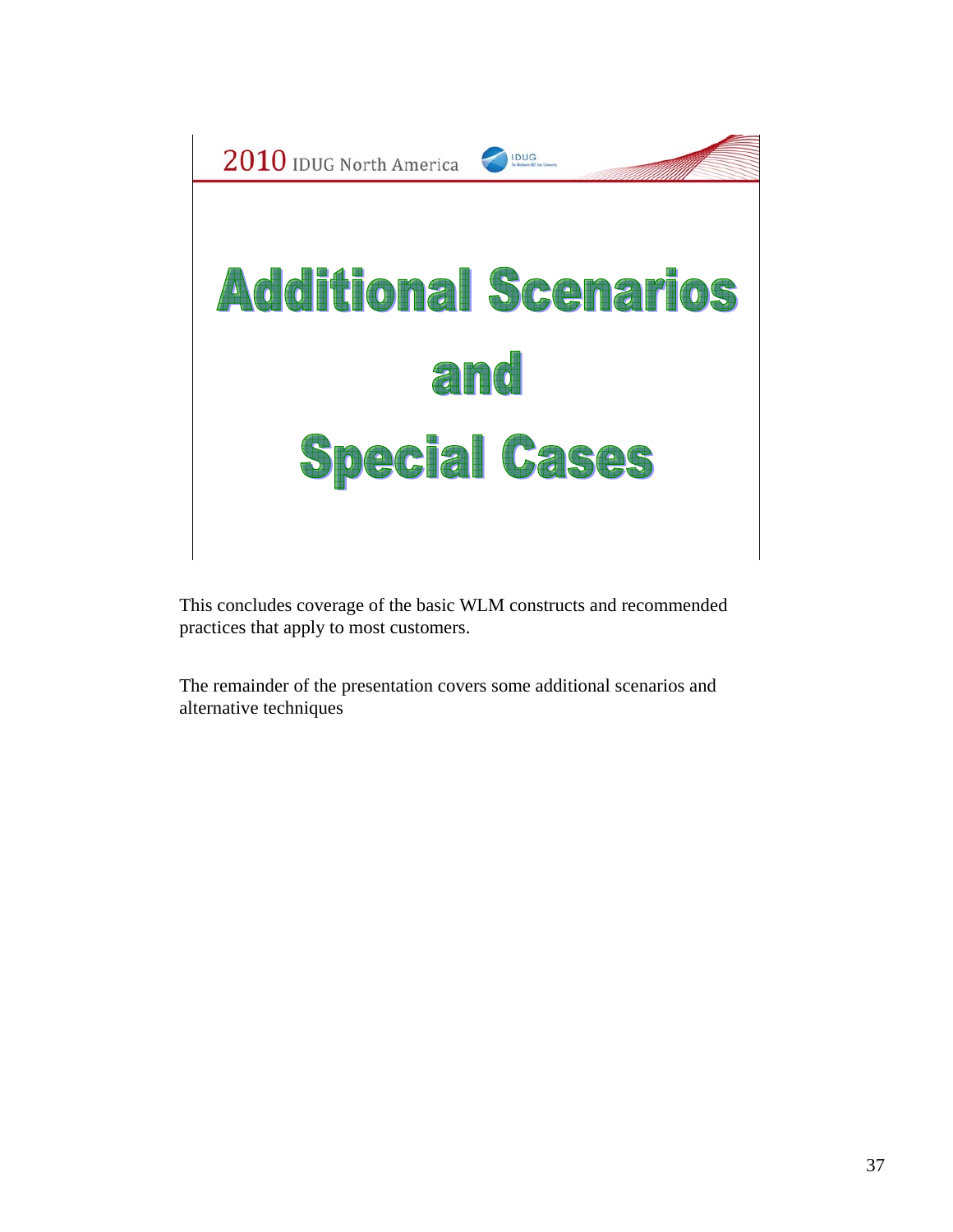# Additional Scenarios and Special Cases

This concludes coverage of the basic WLM constructs and recommended practices that apply to most customers.

The remainder of the presentation covers some additional scenarios and alternative techniques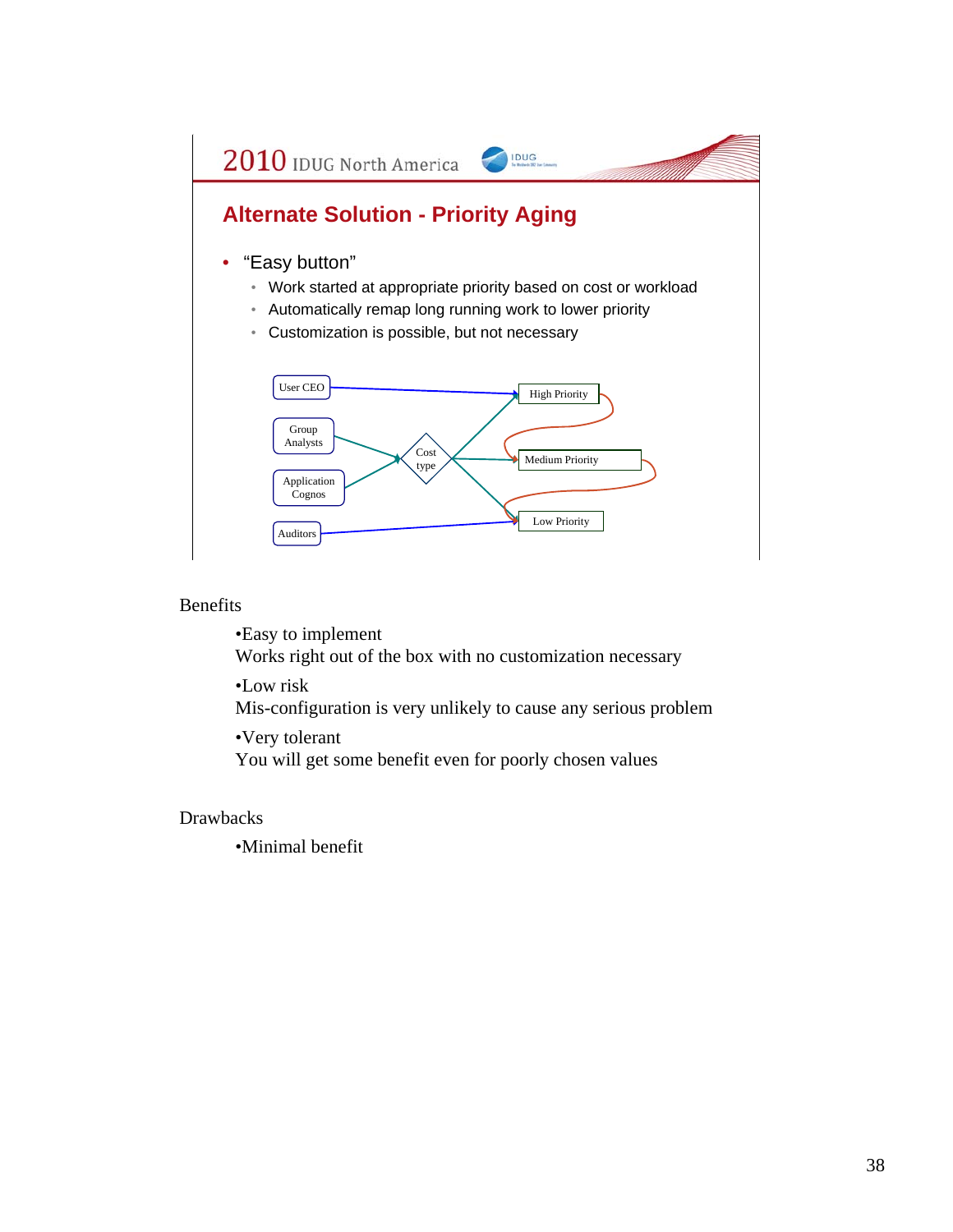## Alternate Solution - Priority Aging

- "Easy button"
  - Work started at appropriate priority based on cost or workload
  - Automatically remap long running work to lower priority
  - Customization is possible, but not necessary

User CEO → High Priority

Group Analysts → Cost type

Application Cognos → Cost type

Cost type → High Priority / Medium Priority / Low Priority

Auditors → Low Priority

High Priority → Medium Priority → Low Priority

Benefits

•Easy to implement
Works right out of the box with no customization necessary

•Low risk
Mis-configuration is very unlikely to cause any serious problem

•Very tolerant
You will get some benefit even for poorly chosen values

Drawbacks

•Minimal benefit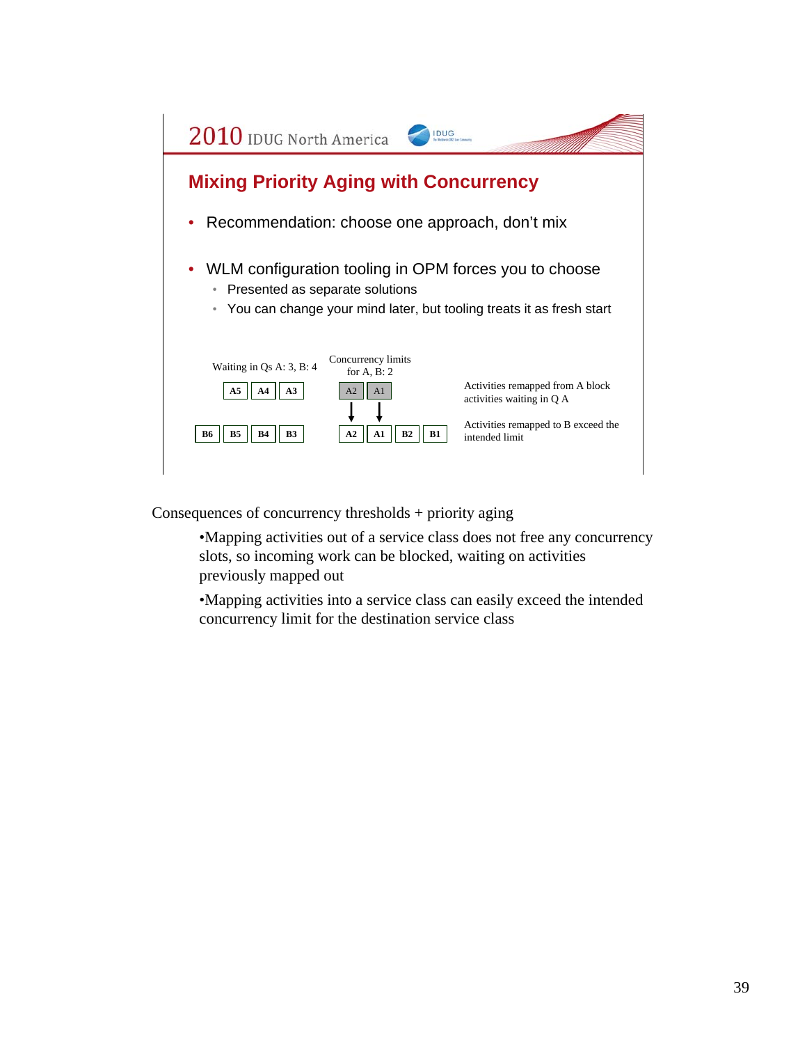## Mixing Priority Aging with Concurrency

- Recommendation: choose one approach, don't mix
- WLM configuration tooling in OPM forces you to choose
  - Presented as separate solutions
  - You can change your mind later, but tooling treats it as fresh start

Waiting in Qs A: 3, B: 4

Concurrency limits for A, B: 2

A5 A4 A3 | A2 A1

B6 B5 B4 B3 | A2 A1 B2 B1

Activities remapped from A block activities waiting in Q A

Activities remapped to B exceed the intended limit

Consequences of concurrency thresholds + priority aging

- Mapping activities out of a service class does not free any concurrency slots, so incoming work can be blocked, waiting on activities previously mapped out
- Mapping activities into a service class can easily exceed the intended concurrency limit for the destination service class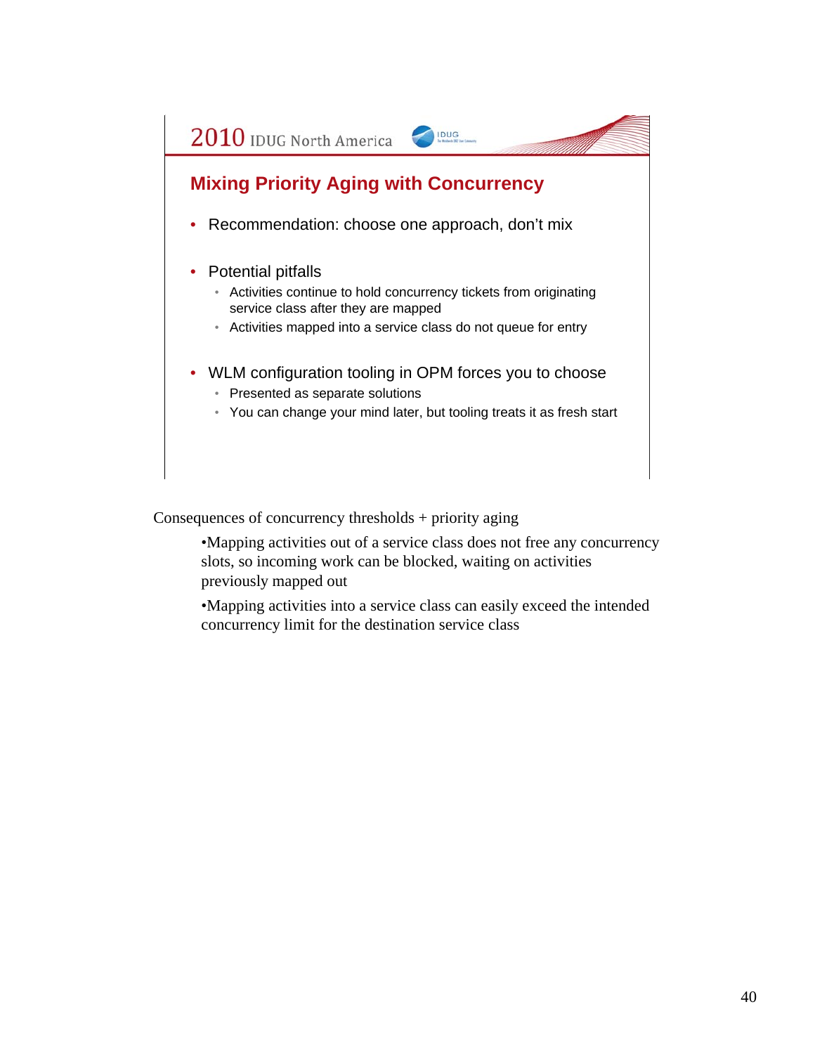## Mixing Priority Aging with Concurrency

- Recommendation: choose one approach, don't mix
- Potential pitfalls
  - Activities continue to hold concurrency tickets from originating service class after they are mapped
  - Activities mapped into a service class do not queue for entry
- WLM configuration tooling in OPM forces you to choose
  - Presented as separate solutions
  - You can change your mind later, but tooling treats it as fresh start

Consequences of concurrency thresholds + priority aging

- Mapping activities out of a service class does not free any concurrency slots, so incoming work can be blocked, waiting on activities previously mapped out
- Mapping activities into a service class can easily exceed the intended concurrency limit for the destination service class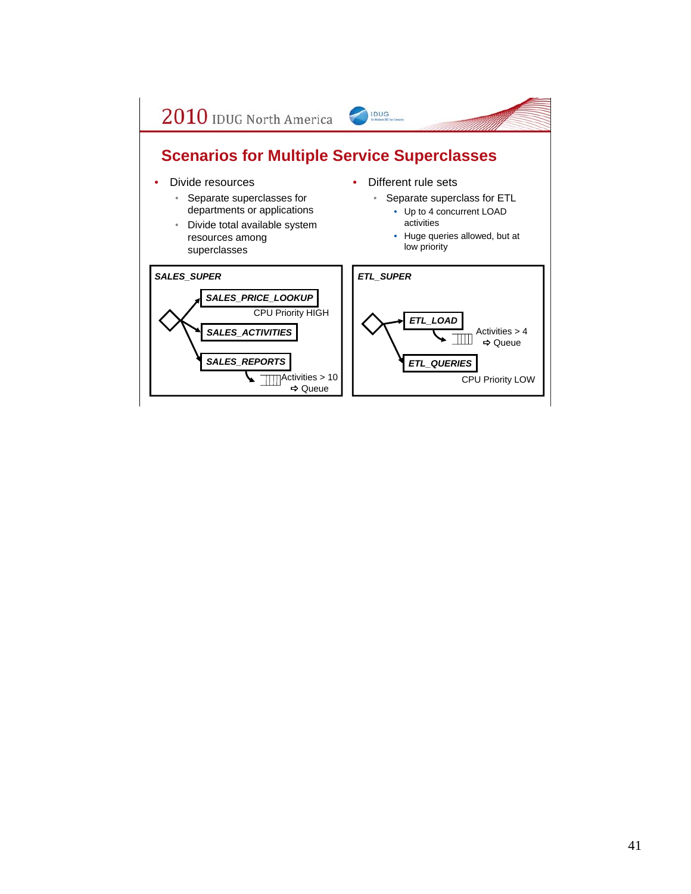## Scenarios for Multiple Service Superclasses

- Divide resources
  - Separate superclasses for departments or applications
  - Divide total available system resources among superclasses
- Different rule sets
  - Separate superclass for ETL
    - Up to 4 concurrent LOAD activities
    - Huge queries allowed, but at low priority

**SALES_SUPER**

- **SALES_PRICE_LOOKUP** — CPU Priority HIGH
- **SALES_ACTIVITIES**
- **SALES_REPORTS** — Activities > 10 ⇨ Queue

**ETL_SUPER**

- **ETL_LOAD** — Activities > 4 ⇨ Queue
- **ETL_QUERIES** — CPU Priority LOW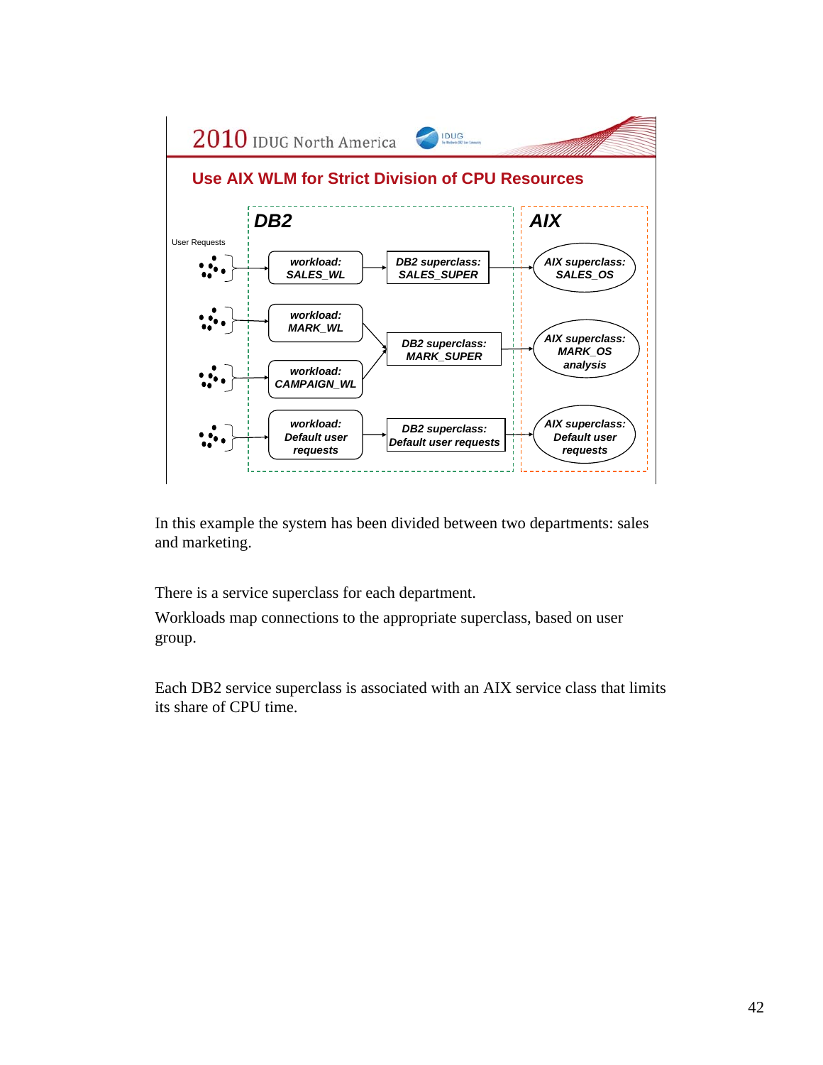## Use AIX WLM for Strict Division of CPU Resources

DB2

User Requests

workload: SALES_WL → DB2 superclass: SALES_SUPER → AIX superclass: SALES_OS

workload: MARK_WL → DB2 superclass: MARK_SUPER → AIX superclass: MARK_OS analysis

workload: CAMPAIGN_WL → DB2 superclass: MARK_SUPER

workload: Default user requests → DB2 superclass: Default user requests → AIX superclass: Default user requests

AIX

In this example the system has been divided between two departments: sales and marketing.

There is a service superclass for each department.

Workloads map connections to the appropriate superclass, based on user group.

Each DB2 service superclass is associated with an AIX service class that limits its share of CPU time.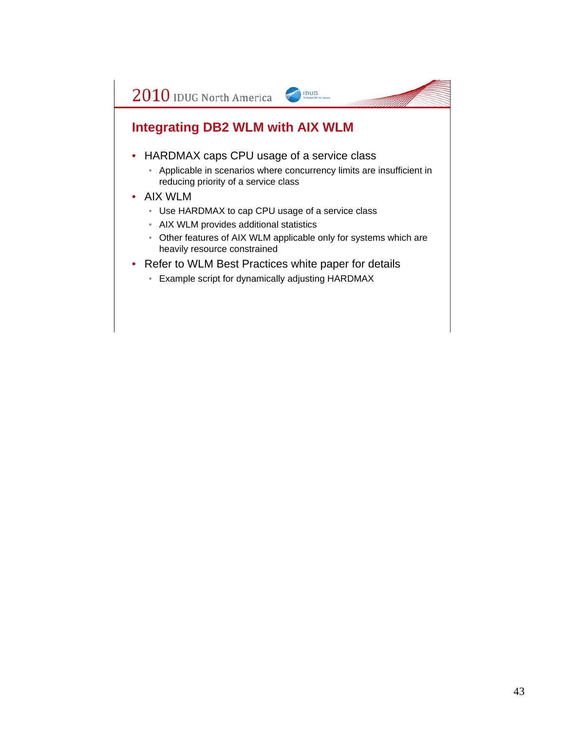## Integrating DB2 WLM with AIX WLM

- HARDMAX caps CPU usage of a service class
  - Applicable in scenarios where concurrency limits are insufficient in reducing priority of a service class
- AIX WLM
  - Use HARDMAX to cap CPU usage of a service class
  - AIX WLM provides additional statistics
  - Other features of AIX WLM applicable only for systems which are heavily resource constrained
- Refer to WLM Best Practices white paper for details
  - Example script for dynamically adjusting HARDMAX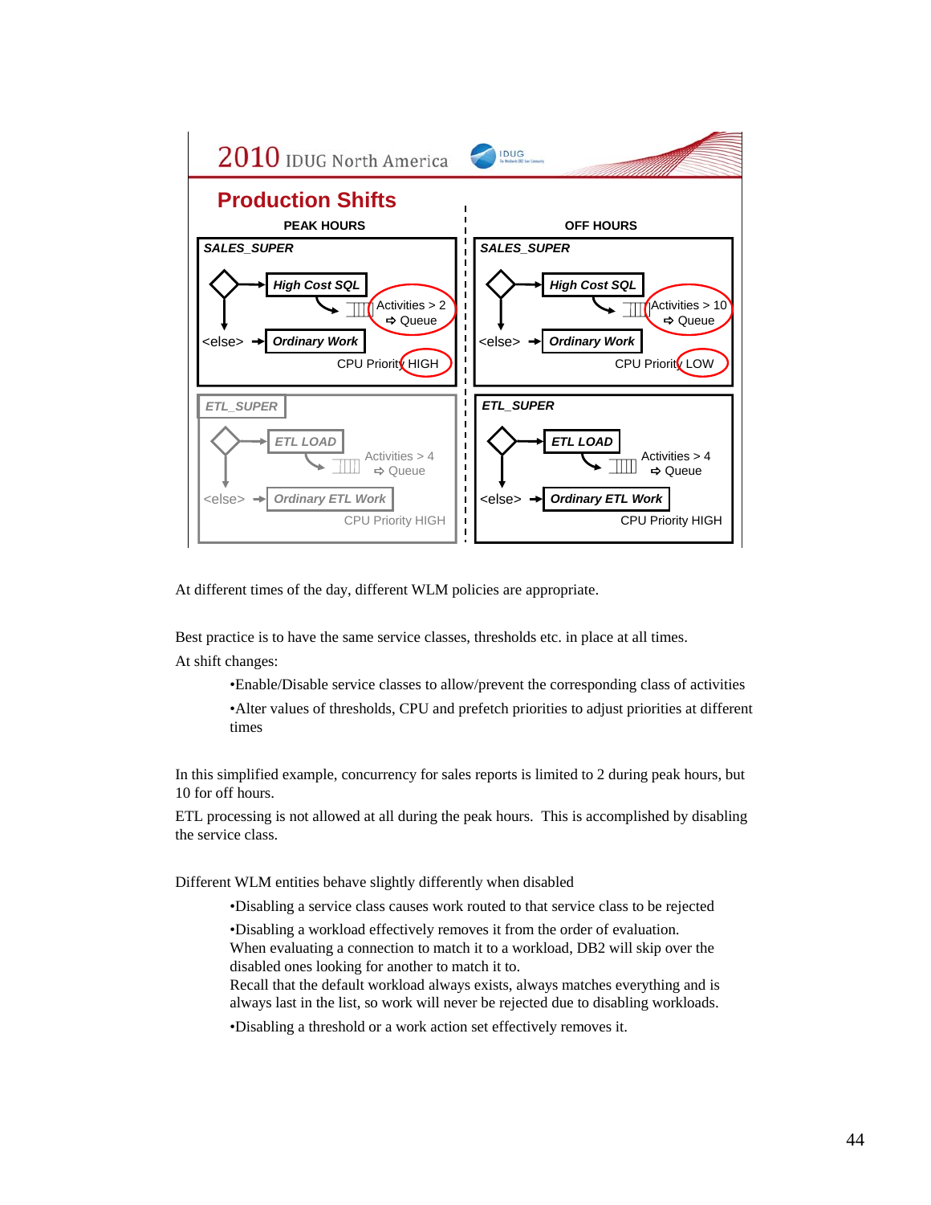## Production Shifts

**PEAK HOURS**

**SALES_SUPER**
- ***High Cost SQL*** — Activities > 2 ⇨ Queue
- <else> → ***Ordinary Work***
- CPU Priority HIGH

**ETL_SUPER**
- ***ETL LOAD*** — Activities > 4 ⇨ Queue
- <else> → ***Ordinary ETL Work***
- CPU Priority HIGH

**OFF HOURS**

**SALES_SUPER**
- ***High Cost SQL*** — Activities > 10 ⇨ Queue
- <else> → ***Ordinary Work***
- CPU Priority LOW

**ETL_SUPER**
- ***ETL LOAD*** — Activities > 4 ⇨ Queue
- <else> → ***Ordinary ETL Work***
- CPU Priority HIGH

At different times of the day, different WLM policies are appropriate.

Best practice is to have the same service classes, thresholds etc. in place at all times.

At shift changes:

- Enable/Disable service classes to allow/prevent the corresponding class of activities
- Alter values of thresholds, CPU and prefetch priorities to adjust priorities at different times

In this simplified example, concurrency for sales reports is limited to 2 during peak hours, but 10 for off hours.

ETL processing is not allowed at all during the peak hours. This is accomplished by disabling the service class.

Different WLM entities behave slightly differently when disabled

- Disabling a service class causes work routed to that service class to be rejected
- Disabling a workload effectively removes it from the order of evaluation.
  When evaluating a connection to match it to a workload, DB2 will skip over the disabled ones looking for another to match it to.
  Recall that the default workload always exists, always matches everything and is always last in the list, so work will never be rejected due to disabling workloads.
- Disabling a threshold or a work action set effectively removes it.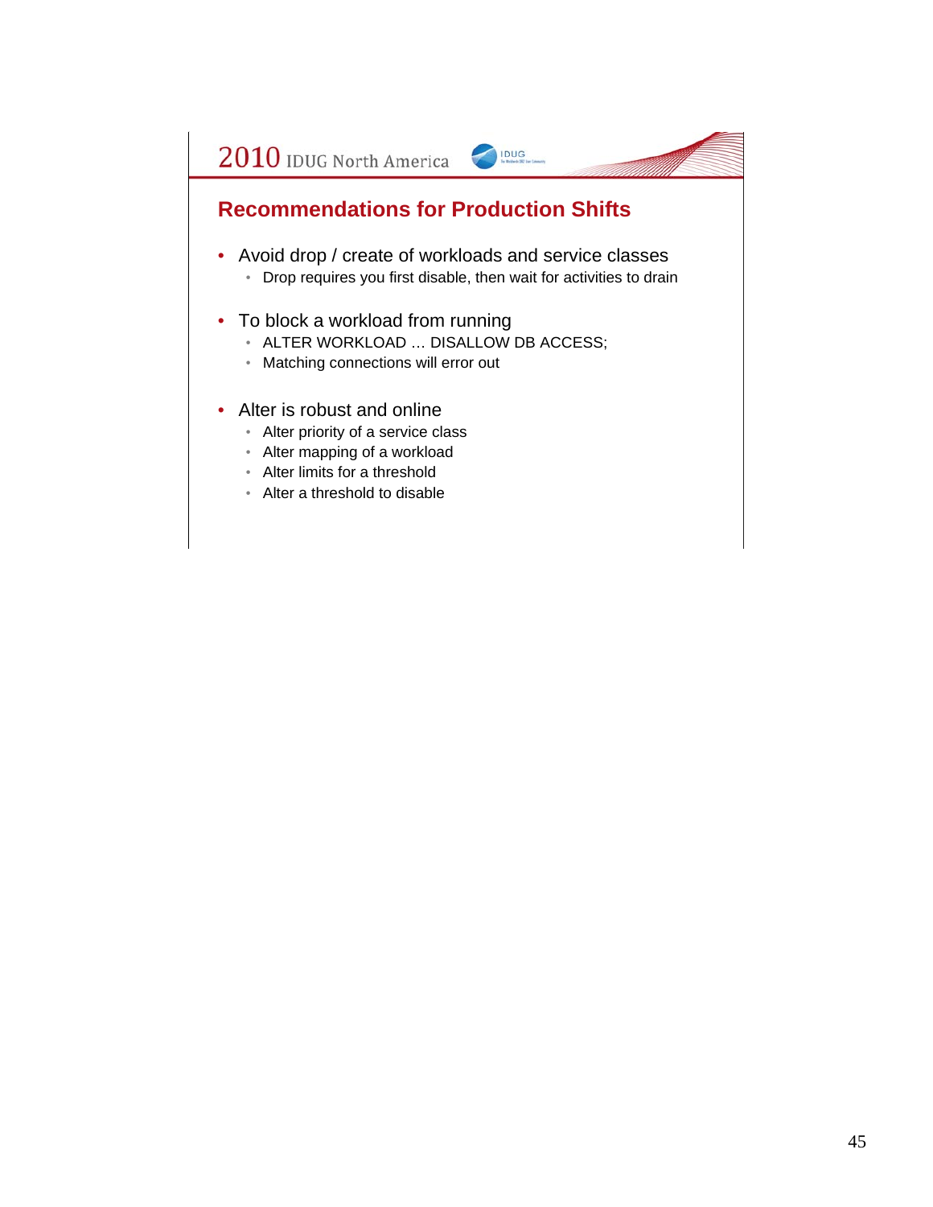## Recommendations for Production Shifts

- Avoid drop / create of workloads and service classes
  - Drop requires you first disable, then wait for activities to drain
- To block a workload from running
  - ALTER WORKLOAD … DISALLOW DB ACCESS;
  - Matching connections will error out
- Alter is robust and online
  - Alter priority of a service class
  - Alter mapping of a workload
  - Alter limits for a threshold
  - Alter a threshold to disable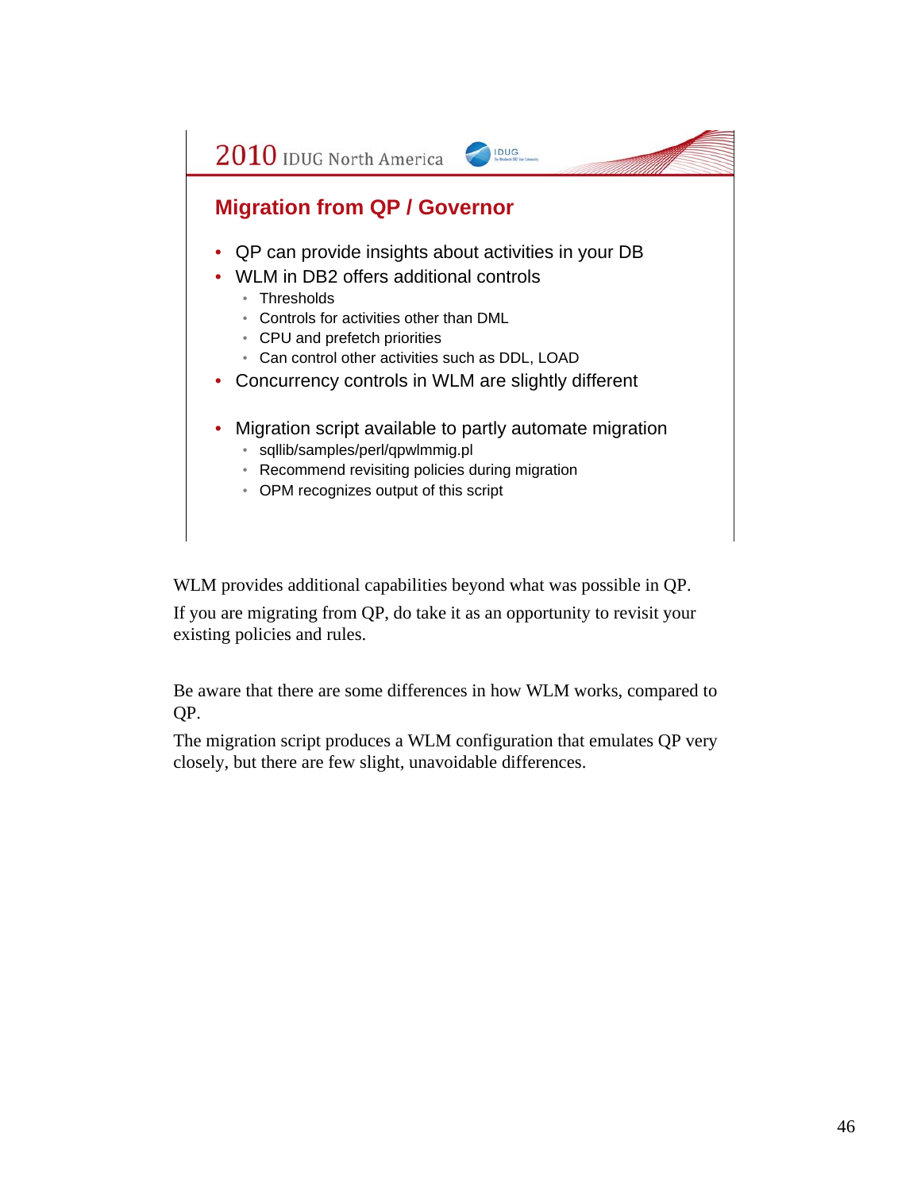## Migration from QP / Governor

- QP can provide insights about activities in your DB
- WLM in DB2 offers additional controls
  - Thresholds
  - Controls for activities other than DML
  - CPU and prefetch priorities
  - Can control other activities such as DDL, LOAD
- Concurrency controls in WLM are slightly different
- Migration script available to partly automate migration
  - sqllib/samples/perl/qpwlmmig.pl
  - Recommend revisiting policies during migration
  - OPM recognizes output of this script

WLM provides additional capabilities beyond what was possible in QP.

If you are migrating from QP, do take it as an opportunity to revisit your existing policies and rules.

Be aware that there are some differences in how WLM works, compared to QP.

The migration script produces a WLM configuration that emulates QP very closely, but there are few slight, unavoidable differences.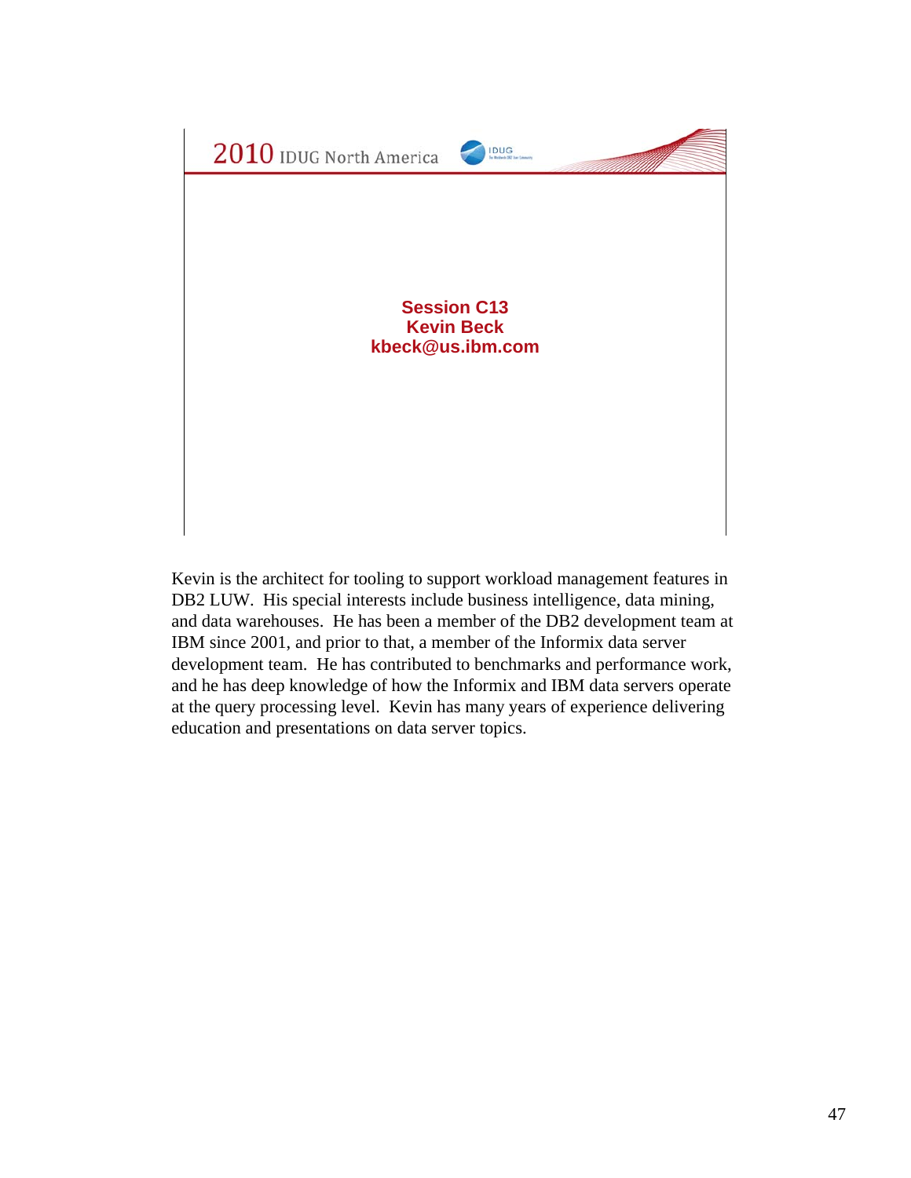2010 IDUG North America

**Session C13**
**Kevin Beck**
**kbeck@us.ibm.com**

Kevin is the architect for tooling to support workload management features in DB2 LUW. His special interests include business intelligence, data mining, and data warehouses. He has been a member of the DB2 development team at IBM since 2001, and prior to that, a member of the Informix data server development team. He has contributed to benchmarks and performance work, and he has deep knowledge of how the Informix and IBM data servers operate at the query processing level. Kevin has many years of experience delivering education and presentations on data server topics.